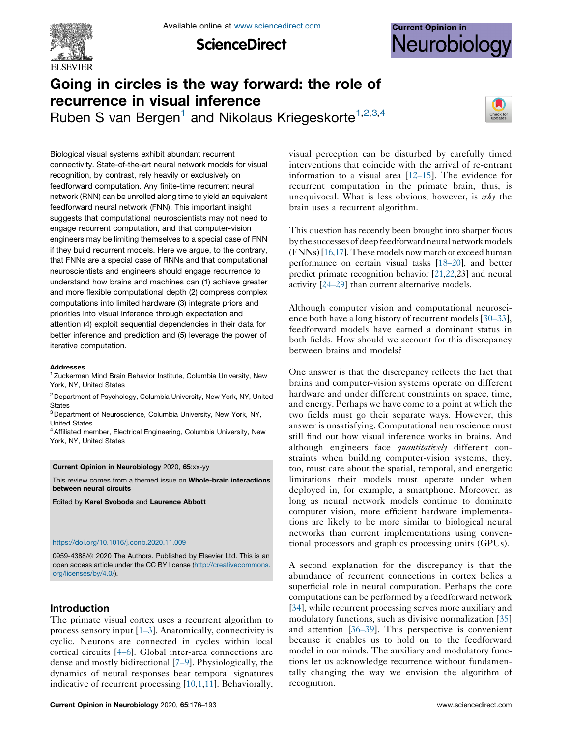# Going in circles is the way forward: the role of recurrence in visual inference

Ruben S van Bergen[1] and Nikolaus Kriegeskorte[1,2,3,4]

Biological visual systems exhibit abundant recurrent connectivity. State-of-the-art neural network models for visual recognition, by contrast, rely heavily or exclusively on feedforward computation. Any finite-time recurrent neural network (RNN) can be unrolled along time to yield an equivalent feedforward neural network (FNN). This important insight suggests that computational neuroscientists may not need to engage recurrent computation, and that computer-vision engineers may be limiting themselves to a special case of FNN if they build recurrent models. Here we argue, to the contrary, that FNNs are a special case of RNNs and that computational neuroscientists and engineers should engage recurrence to understand how brains and machines can (1) achieve greater and more flexible computational depth (2) compress complex computations into limited hardware (3) integrate priors and priorities into visual inference through expectation and attention (4) exploit sequential dependencies in their data for better inference and prediction and (5) leverage the power of iterative computation.

**Addresses**

[1] Zuckerman Mind Brain Behavior Institute, Columbia University, New York, NY, United States

[2] Department of Psychology, Columbia University, New York, NY, United States

[3] Department of Neuroscience, Columbia University, New York, NY, United States

[4] Affiliated member, Electrical Engineering, Columbia University, New York, NY, United States

**Current Opinion in Neurobiology** 2020, **65**:xx-yy

This review comes from a themed issue on **Whole-brain interactions between neural circuits**

Edited by **Karel Svoboda** and **Laurence Abbott**

https://doi.org/10.1016/j.conb.2020.11.009

0959-4388/© 2020 The Authors. Published by Elsevier Ltd. This is an open access article under the CC BY license (http://creativecommons.org/licenses/by/4.0/).

## Introduction

The primate visual cortex uses a recurrent algorithm to process sensory input [1–3]. Anatomically, connectivity is cyclic. Neurons are connected in cycles within local cortical circuits [4–6]. Global inter-area connections are dense and mostly bidirectional [7–9]. Physiologically, the dynamics of neural responses bear temporal signatures indicative of recurrent processing [10,1,11]. Behaviorally, visual perception can be disturbed by carefully timed interventions that coincide with the arrival of re-entrant information to a visual area [12–15]. The evidence for recurrent computation in the primate brain, thus, is unequivocal. What is less obvious, however, is *why* the brain uses a recurrent algorithm.

This question has recently been brought into sharper focus by the successes of deep feedforward neural network models (FNNs) [16,17]. These models now match or exceed human performance on certain visual tasks [18–20], and better predict primate recognition behavior [21,22,23] and neural activity [24–29] than current alternative models.

Although computer vision and computational neuroscience both have a long history of recurrent models [30–33], feedforward models have earned a dominant status in both fields. How should we account for this discrepancy between brains and models?

One answer is that the discrepancy reflects the fact that brains and computer-vision systems operate on different hardware and under different constraints on space, time, and energy. Perhaps we have come to a point at which the two fields must go their separate ways. However, this answer is unsatisfying. Computational neuroscience must still find out how visual inference works in brains. And although engineers face *quantitatively* different constraints when building computer-vision systems, they, too, must care about the spatial, temporal, and energetic limitations their models must operate under when deployed in, for example, a smartphone. Moreover, as long as neural network models continue to dominate computer vision, more efficient hardware implementations are likely to be more similar to biological neural networks than current implementations using conventional processors and graphics processing units (GPUs).

A second explanation for the discrepancy is that the abundance of recurrent connections in cortex belies a superficial role in neural computation. Perhaps the core computations can be performed by a feedforward network [34], while recurrent processing serves more auxiliary and modulatory functions, such as divisive normalization [35] and attention [36–39]. This perspective is convenient because it enables us to hold on to the feedforward model in our minds. The auxiliary and modulatory functions let us acknowledge recurrence without fundamentally changing the way we envision the algorithm of recognition.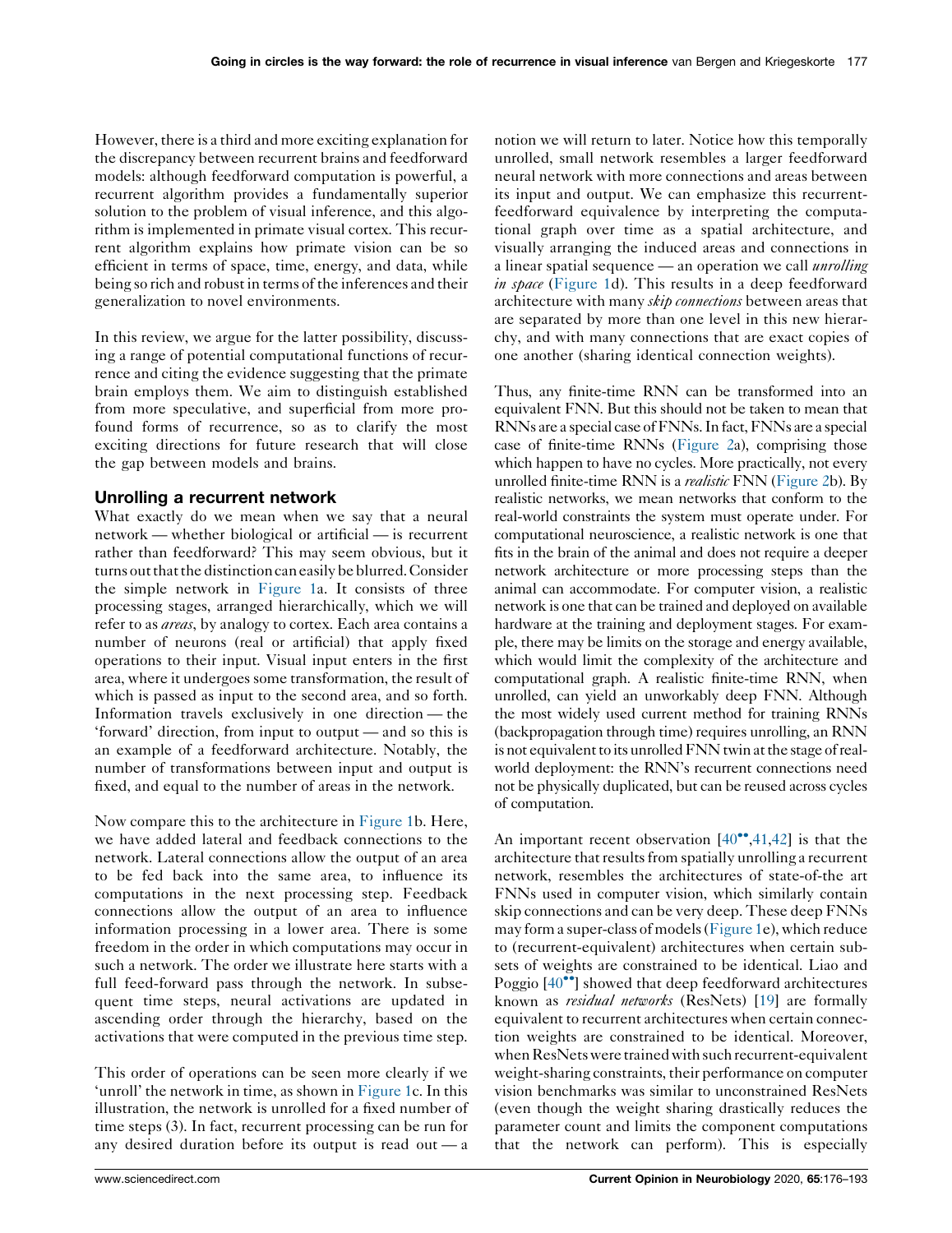However, there is a third and more exciting explanation for the discrepancy between recurrent brains and feedforward models: although feedforward computation is powerful, a recurrent algorithm provides a fundamentally superior solution to the problem of visual inference, and this algorithm is implemented in primate visual cortex. This recurrent algorithm explains how primate vision can be so efficient in terms of space, time, energy, and data, while being so rich and robust in terms of the inferences and their generalization to novel environments.

In this review, we argue for the latter possibility, discussing a range of potential computational functions of recurrence and citing the evidence suggesting that the primate brain employs them. We aim to distinguish established from more speculative, and superficial from more profound forms of recurrence, so as to clarify the most exciting directions for future research that will close the gap between models and brains.

## Unrolling a recurrent network

What exactly do we mean when we say that a neural network — whether biological or artificial — is recurrent rather than feedforward? This may seem obvious, but it turns out that the distinction can easily be blurred. Consider the simple network in Figure 1a. It consists of three processing stages, arranged hierarchically, which we will refer to as *areas*, by analogy to cortex. Each area contains a number of neurons (real or artificial) that apply fixed operations to their input. Visual input enters in the first area, where it undergoes some transformation, the result of which is passed as input to the second area, and so forth. Information travels exclusively in one direction — the 'forward' direction, from input to output — and so this is an example of a feedforward architecture. Notably, the number of transformations between input and output is fixed, and equal to the number of areas in the network.

Now compare this to the architecture in Figure 1b. Here, we have added lateral and feedback connections to the network. Lateral connections allow the output of an area to be fed back into the same area, to influence its computations in the next processing step. Feedback connections allow the output of an area to influence information processing in a lower area. There is some freedom in the order in which computations may occur in such a network. The order we illustrate here starts with a full feed-forward pass through the network. In subsequent time steps, neural activations are updated in ascending order through the hierarchy, based on the activations that were computed in the previous time step.

This order of operations can be seen more clearly if we 'unroll' the network in time, as shown in Figure 1c. In this illustration, the network is unrolled for a fixed number of time steps (3). In fact, recurrent processing can be run for any desired duration before its output is read out — a notion we will return to later. Notice how this temporally unrolled, small network resembles a larger feedforward neural network with more connections and areas between its input and output. We can emphasize this recurrent-feedforward equivalence by interpreting the computational graph over time as a spatial architecture, and visually arranging the induced areas and connections in a linear spatial sequence — an operation we call *unrolling in space* (Figure 1d). This results in a deep feedforward architecture with many *skip connections* between areas that are separated by more than one level in this new hierarchy, and with many connections that are exact copies of one another (sharing identical connection weights).

Thus, any finite-time RNN can be transformed into an equivalent FNN. But this should not be taken to mean that RNNs are a special case of FNNs. In fact, FNNs are a special case of finite-time RNNs (Figure 2a), comprising those which happen to have no cycles. More practically, not every unrolled finite-time RNN is a *realistic* FNN (Figure 2b). By realistic networks, we mean networks that conform to the real-world constraints the system must operate under. For computational neuroscience, a realistic network is one that fits in the brain of the animal and does not require a deeper network architecture or more processing steps than the animal can accommodate. For computer vision, a realistic network is one that can be trained and deployed on available hardware at the training and deployment stages. For example, there may be limits on the storage and energy available, which would limit the complexity of the architecture and computational graph. A realistic finite-time RNN, when unrolled, can yield an unworkably deep FNN. Although the most widely used current method for training RNNs (backpropagation through time) requires unrolling, an RNN is not equivalent to its unrolled FNN twin at the stage of real-world deployment: the RNN's recurrent connections need not be physically duplicated, but can be reused across cycles of computation.

An important recent observation [40••,41,42] is that the architecture that results from spatially unrolling a recurrent network, resembles the architectures of state-of-the art FNNs used in computer vision, which similarly contain skip connections and can be very deep. These deep FNNs may form a super-class of models (Figure 1e), which reduce to (recurrent-equivalent) architectures when certain subsets of weights are constrained to be identical. Liao and Poggio [40••] showed that deep feedforward architectures known as *residual networks* (ResNets) [19] are formally equivalent to recurrent architectures when certain connection weights are constrained to be identical. Moreover, when ResNets were trained with such recurrent-equivalent weight-sharing constraints, their performance on computer vision benchmarks was similar to unconstrained ResNets (even though the weight sharing drastically reduces the parameter count and limits the component computations that the network can perform). This is especially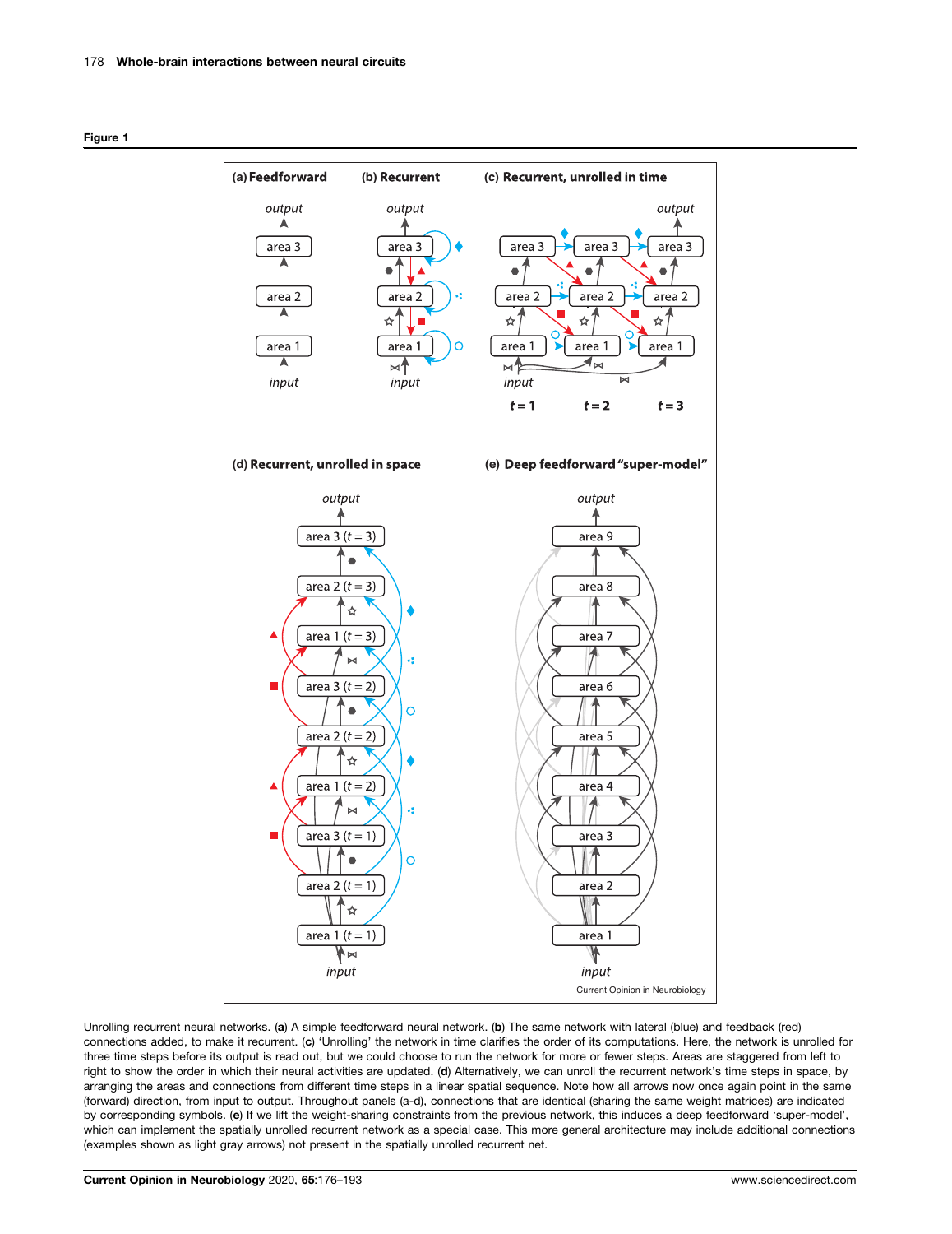**Figure 1**

Unrolling recurrent neural networks. (**a**) A simple feedforward neural network. (**b**) The same network with lateral (blue) and feedback (red) connections added, to make it recurrent. (**c**) 'Unrolling' the network in time clarifies the order of its computations. Here, the network is unrolled for three time steps before its output is read out, but we could choose to run the network for more or fewer steps. Areas are staggered from left to right to show the order in which their neural activities are updated. (**d**) Alternatively, we can unroll the recurrent network's time steps in space, by arranging the areas and connections from different time steps in a linear spatial sequence. Note how all arrows now once again point in the same (forward) direction, from input to output. Throughout panels (a-d), connections that are identical (sharing the same weight matrices) are indicated by corresponding symbols. (**e**) If we lift the weight-sharing constraints from the previous network, this induces a deep feedforward 'super-model', which can implement the spatially unrolled recurrent network as a special case. This more general architecture may include additional connections (examples shown as light gray arrows) not present in the spatially unrolled recurrent net.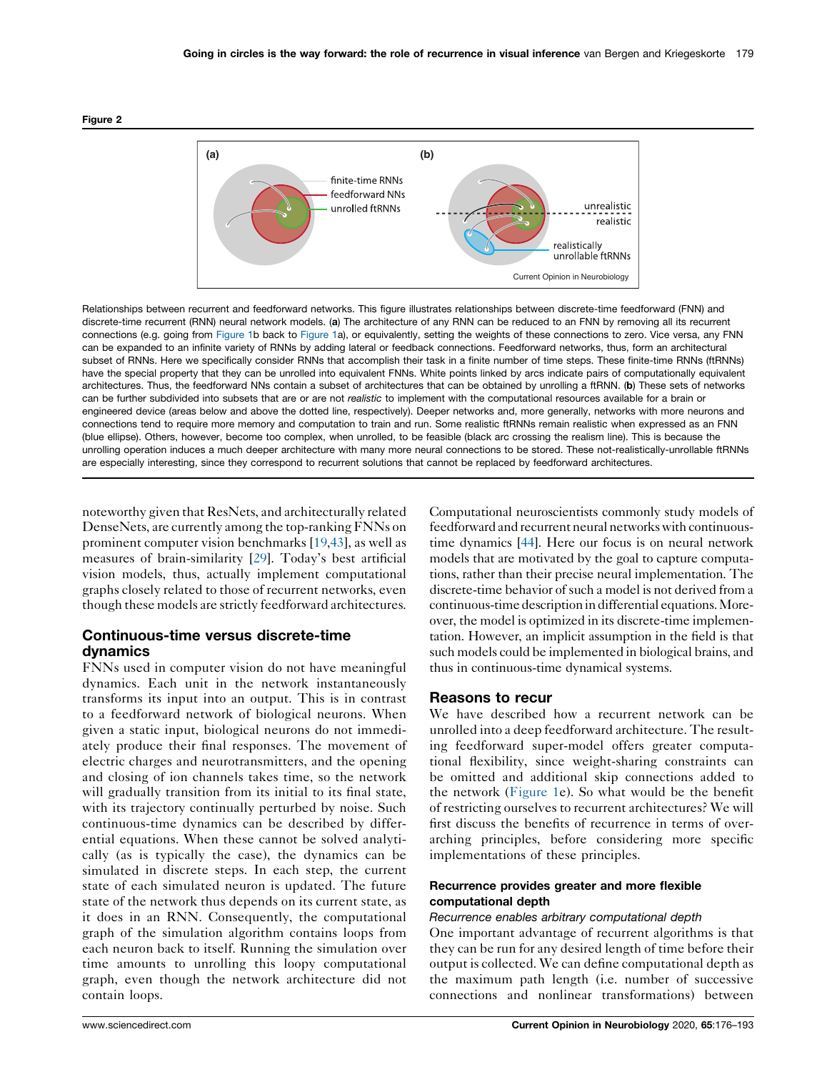**Figure 2**

Relationships between recurrent and feedforward networks. This figure illustrates relationships between discrete-time feedforward (FNN) and discrete-time recurrent (RNN) neural network models. (**a**) The architecture of any RNN can be reduced to an FNN by removing all its recurrent connections (e.g. going from Figure 1b back to Figure 1a), or equivalently, setting the weights of these connections to zero. Vice versa, any FNN can be expanded to an infinite variety of RNNs by adding lateral or feedback connections. Feedforward networks, thus, form an architectural subset of RNNs. Here we specifically consider RNNs that accomplish their task in a finite number of time steps. These finite-time RNNs (ftRNNs) have the special property that they can be unrolled into equivalent FNNs. White points linked by arcs indicate pairs of computationally equivalent architectures. Thus, the feedforward NNs contain a subset of architectures that can be obtained by unrolling a ftRNN. (**b**) These sets of networks can be further subdivided into subsets that are or are not *realistic* to implement with the computational resources available for a brain or engineered device (areas below and above the dotted line, respectively). Deeper networks and, more generally, networks with more neurons and connections tend to require more memory and computation to train and run. Some realistic ftRNNs remain realistic when expressed as an FNN (blue ellipse). Others, however, become too complex, when unrolled, to be feasible (black arc crossing the realism line). This is because the unrolling operation induces a much deeper architecture with many more neural connections to be stored. These not-realistically-unrollable ftRNNs are especially interesting, since they correspond to recurrent solutions that cannot be replaced by feedforward architectures.

noteworthy given that ResNets, and architecturally related DenseNets, are currently among the top-ranking FNNs on prominent computer vision benchmarks [19,43], as well as measures of brain-similarity [29]. Today's best artificial vision models, thus, actually implement computational graphs closely related to those of recurrent networks, even though these models are strictly feedforward architectures.

## Continuous-time versus discrete-time dynamics

FNNs used in computer vision do not have meaningful dynamics. Each unit in the network instantaneously transforms its input into an output. This is in contrast to a feedforward network of biological neurons. When given a static input, biological neurons do not immediately produce their final responses. The movement of electric charges and neurotransmitters, and the opening and closing of ion channels takes time, so the network will gradually transition from its initial to its final state, with its trajectory continually perturbed by noise. Such continuous-time dynamics can be described by differential equations. When these cannot be solved analytically (as is typically the case), the dynamics can be simulated in discrete steps. In each step, the current state of each simulated neuron is updated. The future state of the network thus depends on its current state, as it does in an RNN. Consequently, the computational graph of the simulation algorithm contains loops from each neuron back to itself. Running the simulation over time amounts to unrolling this loopy computational graph, even though the network architecture did not contain loops.

Computational neuroscientists commonly study models of feedforward and recurrent neural networks with continuous-time dynamics [44]. Here our focus is on neural network models that are motivated by the goal to capture computations, rather than their precise neural implementation. The discrete-time behavior of such a model is not derived from a continuous-time description in differential equations. Moreover, the model is optimized in its discrete-time implementation. However, an implicit assumption in the field is that such models could be implemented in biological brains, and thus in continuous-time dynamical systems.

## Reasons to recur

We have described how a recurrent network can be unrolled into a deep feedforward architecture. The resulting feedforward super-model offers greater computational flexibility, since weight-sharing constraints can be omitted and additional skip connections added to the network (Figure 1e). So what would be the benefit of restricting ourselves to recurrent architectures? We will first discuss the benefits of recurrence in terms of overarching principles, before considering more specific implementations of these principles.

### Recurrence provides greater and more flexible computational depth

*Recurrence enables arbitrary computational depth*

One important advantage of recurrent algorithms is that they can be run for any desired length of time before their output is collected. We can define computational depth as the maximum path length (i.e. number of successive connections and nonlinear transformations) between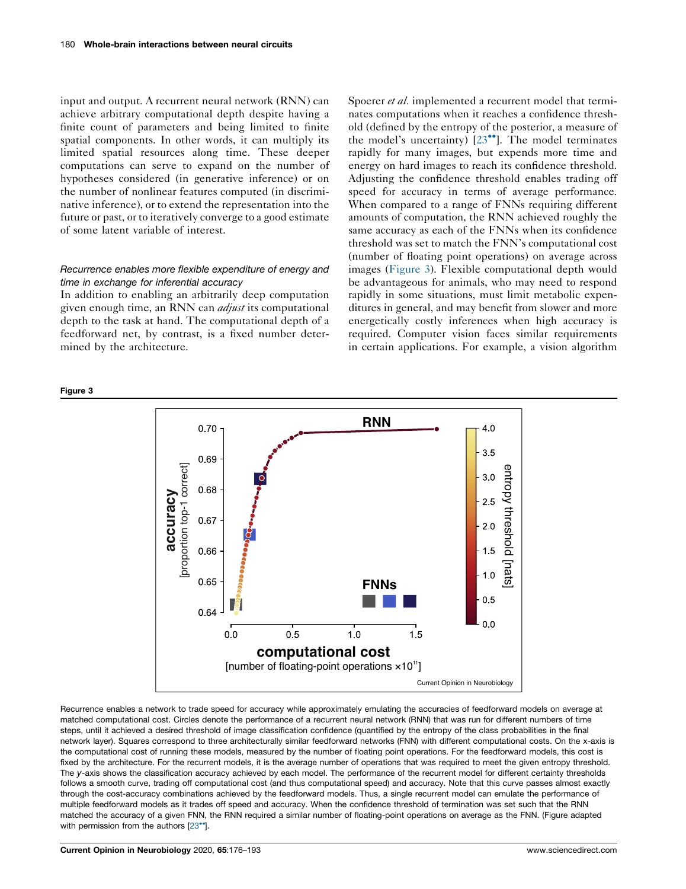input and output. A recurrent neural network (RNN) can achieve arbitrary computational depth despite having a finite count of parameters and being limited to finite spatial components. In other words, it can multiply its limited spatial resources along time. These deeper computations can serve to expand on the number of hypotheses considered (in generative inference) or on the number of nonlinear features computed (in discriminative inference), or to extend the representation into the future or past, or to iteratively converge to a good estimate of some latent variable of interest.

### *Recurrence enables more flexible expenditure of energy and time in exchange for inferential accuracy*

In addition to enabling an arbitrarily deep computation given enough time, an RNN can *adjust* its computational depth to the task at hand. The computational depth of a feedforward net, by contrast, is a fixed number determined by the architecture.

Spoerer *et al.* implemented a recurrent model that terminates computations when it reaches a confidence threshold (defined by the entropy of the posterior, a measure of the model's uncertainty) [23••]. The model terminates rapidly for many images, but expends more time and energy on hard images to reach its confidence threshold. Adjusting the confidence threshold enables trading off speed for accuracy in terms of average performance. When compared to a range of FNNs requiring different amounts of computation, the RNN achieved roughly the same accuracy as each of the FNNs when its confidence threshold was set to match the FNN's computational cost (number of floating point operations) on average across images (Figure 3). Flexible computational depth would be advantageous for animals, who may need to respond rapidly in some situations, must limit metabolic expenditures in general, and may benefit from slower and more energetically costly inferences when high accuracy is required. Computer vision faces similar requirements in certain applications. For example, a vision algorithm

**Figure 3**

Recurrence enables a network to trade speed for accuracy while approximately emulating the accuracies of feedforward models on average at matched computational cost. Circles denote the performance of a recurrent neural network (RNN) that was run for different numbers of time steps, until it achieved a desired threshold of image classification confidence (quantified by the entropy of the class probabilities in the final network layer). Squares correspond to three architecturally similar feedforward networks (FNN) with different computational costs. On the x-axis is the computational cost of running these models, measured by the number of floating point operations. For the feedforward models, this cost is fixed by the architecture. For the recurrent models, it is the average number of operations that was required to meet the given entropy threshold. The *y*-axis shows the classification accuracy achieved by each model. The performance of the recurrent model for different certainty thresholds follows a smooth curve, trading off computational cost (and thus computational speed) and accuracy. Note that this curve passes almost exactly through the cost-accuracy combinations achieved by the feedforward models. Thus, a single recurrent model can emulate the performance of multiple feedforward models as it trades off speed and accuracy. When the confidence threshold of termination was set such that the RNN matched the accuracy of a given FNN, the RNN required a similar number of floating-point operations on average as the FNN. (Figure adapted with permission from the authors [23••].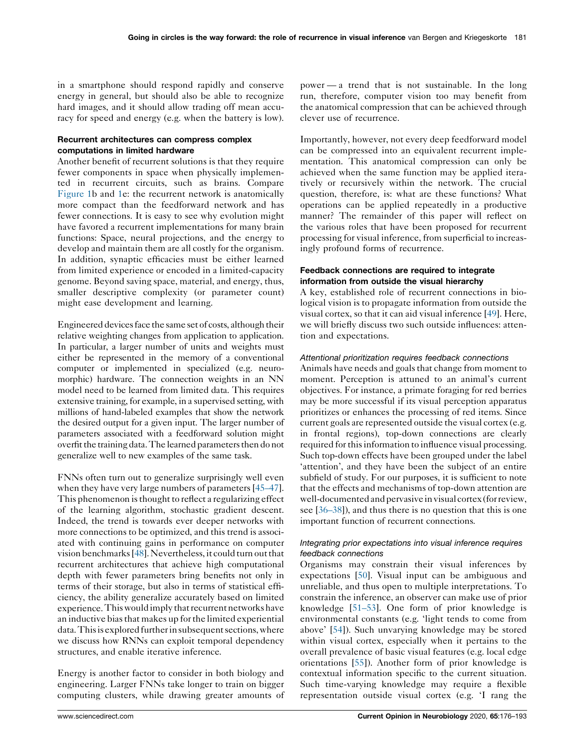in a smartphone should respond rapidly and conserve energy in general, but should also be able to recognize hard images, and it should allow trading off mean accuracy for speed and energy (e.g. when the battery is low).

### Recurrent architectures can compress complex computations in limited hardware

Another benefit of recurrent solutions is that they require fewer components in space when physically implemented in recurrent circuits, such as brains. Compare Figure 1b and 1e: the recurrent network is anatomically more compact than the feedforward network and has fewer connections. It is easy to see why evolution might have favored a recurrent implementations for many brain functions: Space, neural projections, and the energy to develop and maintain them are all costly for the organism. In addition, synaptic efficacies must be either learned from limited experience or encoded in a limited-capacity genome. Beyond saving space, material, and energy, thus, smaller descriptive complexity (or parameter count) might ease development and learning.

Engineered devices face the same set of costs, although their relative weighting changes from application to application. In particular, a larger number of units and weights must either be represented in the memory of a conventional computer or implemented in specialized (e.g. neuromorphic) hardware. The connection weights in an NN model need to be learned from limited data. This requires extensive training, for example, in a supervised setting, with millions of hand-labeled examples that show the network the desired output for a given input. The larger number of parameters associated with a feedforward solution might overfit the training data. The learned parameters then do not generalize well to new examples of the same task.

FNNs often turn out to generalize surprisingly well even when they have very large numbers of parameters [45–47]. This phenomenon is thought to reflect a regularizing effect of the learning algorithm, stochastic gradient descent. Indeed, the trend is towards ever deeper networks with more connections to be optimized, and this trend is associated with continuing gains in performance on computer vision benchmarks [48]. Nevertheless, it could turn out that recurrent architectures that achieve high computational depth with fewer parameters bring benefits not only in terms of their storage, but also in terms of statistical efficiency, the ability generalize accurately based on limited experience. This would imply that recurrent networks have an inductive bias that makes up for the limited experiential data. This is explored further in subsequent sections, where we discuss how RNNs can exploit temporal dependency structures, and enable iterative inference.

Energy is another factor to consider in both biology and engineering. Larger FNNs take longer to train on bigger computing clusters, while drawing greater amounts of power — a trend that is not sustainable. In the long run, therefore, computer vision too may benefit from the anatomical compression that can be achieved through clever use of recurrence.

Importantly, however, not every deep feedforward model can be compressed into an equivalent recurrent implementation. This anatomical compression can only be achieved when the same function may be applied iteratively or recursively within the network. The crucial question, therefore, is: what are these functions? What operations can be applied repeatedly in a productive manner? The remainder of this paper will reflect on the various roles that have been proposed for recurrent processing for visual inference, from superficial to increasingly profound forms of recurrence.

### Feedback connections are required to integrate information from outside the visual hierarchy

A key, established role of recurrent connections in biological vision is to propagate information from outside the visual cortex, so that it can aid visual inference [49]. Here, we will briefly discuss two such outside influences: attention and expectations.

#### *Attentional prioritization requires feedback connections*

Animals have needs and goals that change from moment to moment. Perception is attuned to an animal's current objectives. For instance, a primate foraging for red berries may be more successful if its visual perception apparatus prioritizes or enhances the processing of red items. Since current goals are represented outside the visual cortex (e.g. in frontal regions), top-down connections are clearly required for this information to influence visual processing. Such top-down effects have been grouped under the label 'attention', and they have been the subject of an entire subfield of study. For our purposes, it is sufficient to note that the effects and mechanisms of top-down attention are well-documented and pervasive in visual cortex (for review, see [36–38]), and thus there is no question that this is one important function of recurrent connections.

#### *Integrating prior expectations into visual inference requires feedback connections*

Organisms may constrain their visual inferences by expectations [50]. Visual input can be ambiguous and unreliable, and thus open to multiple interpretations. To constrain the inference, an observer can make use of prior knowledge [51–53]. One form of prior knowledge is environmental constants (e.g. 'light tends to come from above' [54]). Such unvarying knowledge may be stored within visual cortex, especially when it pertains to the overall prevalence of basic visual features (e.g. local edge orientations [55]). Another form of prior knowledge is contextual information specific to the current situation. Such time-varying knowledge may require a flexible representation outside visual cortex (e.g. 'I rang the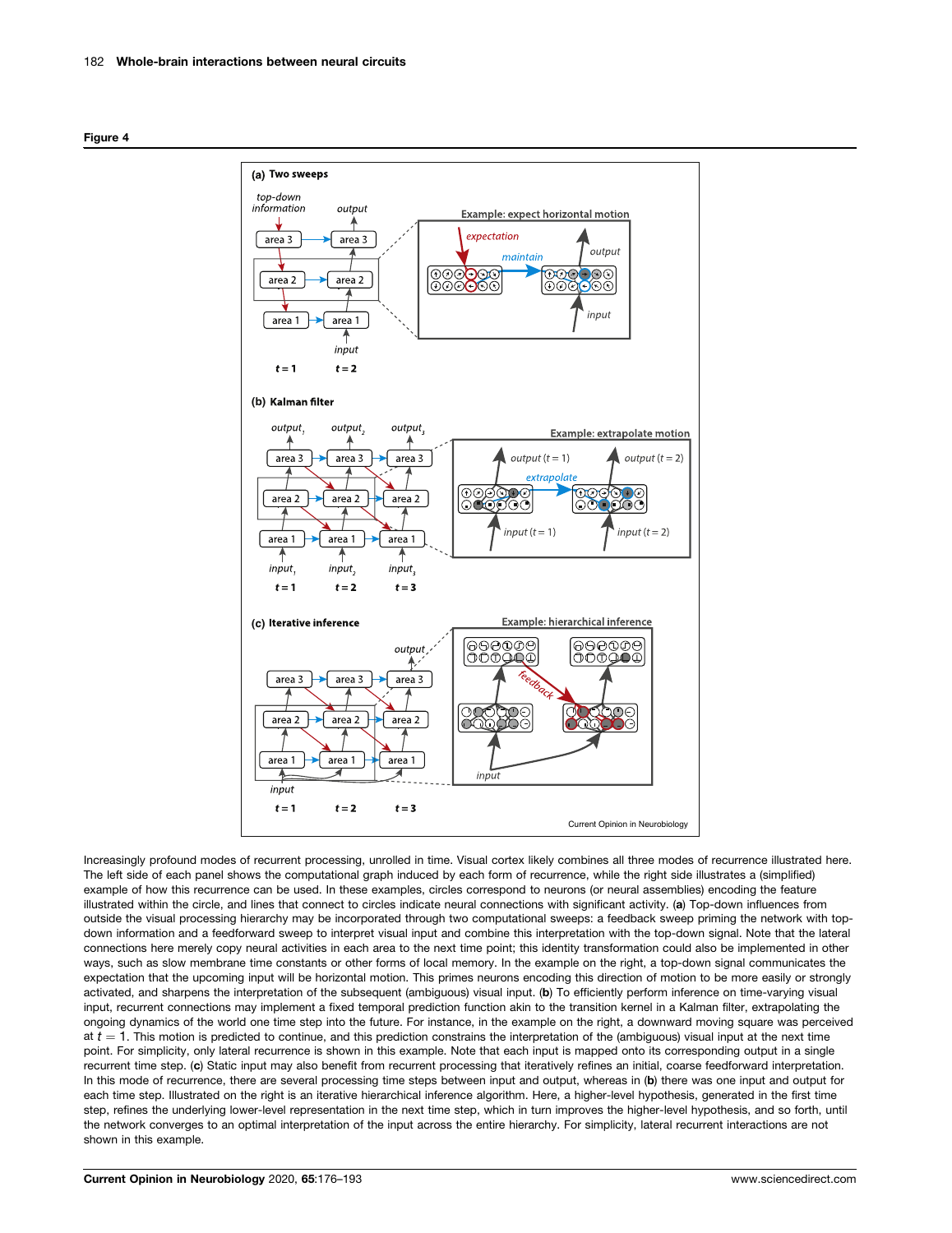**Figure 4**

Increasingly profound modes of recurrent processing, unrolled in time. Visual cortex likely combines all three modes of recurrence illustrated here. The left side of each panel shows the computational graph induced by each form of recurrence, while the right side illustrates a (simplified) example of how this recurrence can be used. In these examples, circles correspond to neurons (or neural assemblies) encoding the feature illustrated within the circle, and lines that connect to circles indicate neural connections with significant activity. (**a**) Top-down influences from outside the visual processing hierarchy may be incorporated through two computational sweeps: a feedback sweep priming the network with top-down information and a feedforward sweep to interpret visual input and combine this interpretation with the top-down signal. Note that the lateral connections here merely copy neural activities in each area to the next time point; this identity transformation could also be implemented in other ways, such as slow membrane time constants or other forms of local memory. In the example on the right, a top-down signal communicates the expectation that the upcoming input will be horizontal motion. This primes neurons encoding this direction of motion to be more easily or strongly activated, and sharpens the interpretation of the subsequent (ambiguous) visual input. (**b**) To efficiently perform inference on time-varying visual input, recurrent connections may implement a fixed temporal prediction function akin to the transition kernel in a Kalman filter, extrapolating the ongoing dynamics of the world one time step into the future. For instance, in the example on the right, a downward moving square was perceived at $t = 1$. This motion is predicted to continue, and this prediction constrains the interpretation of the (ambiguous) visual input at the next time point. For simplicity, only lateral recurrence is shown in this example. Note that each input is mapped onto its corresponding output in a single recurrent time step. (**c**) Static input may also benefit from recurrent processing that iteratively refines an initial, coarse feedforward interpretation. In this mode of recurrence, there are several processing time steps between input and output, whereas in (**b**) there was one input and output for each time step. Illustrated on the right is an iterative hierarchical inference algorithm. Here, a higher-level hypothesis, generated in the first time step, refines the underlying lower-level representation in the next time step, which in turn improves the higher-level hypothesis, and so forth, until the network converges to an optimal interpretation of the input across the entire hierarchy. For simplicity, lateral recurrent interactions are not shown in this example.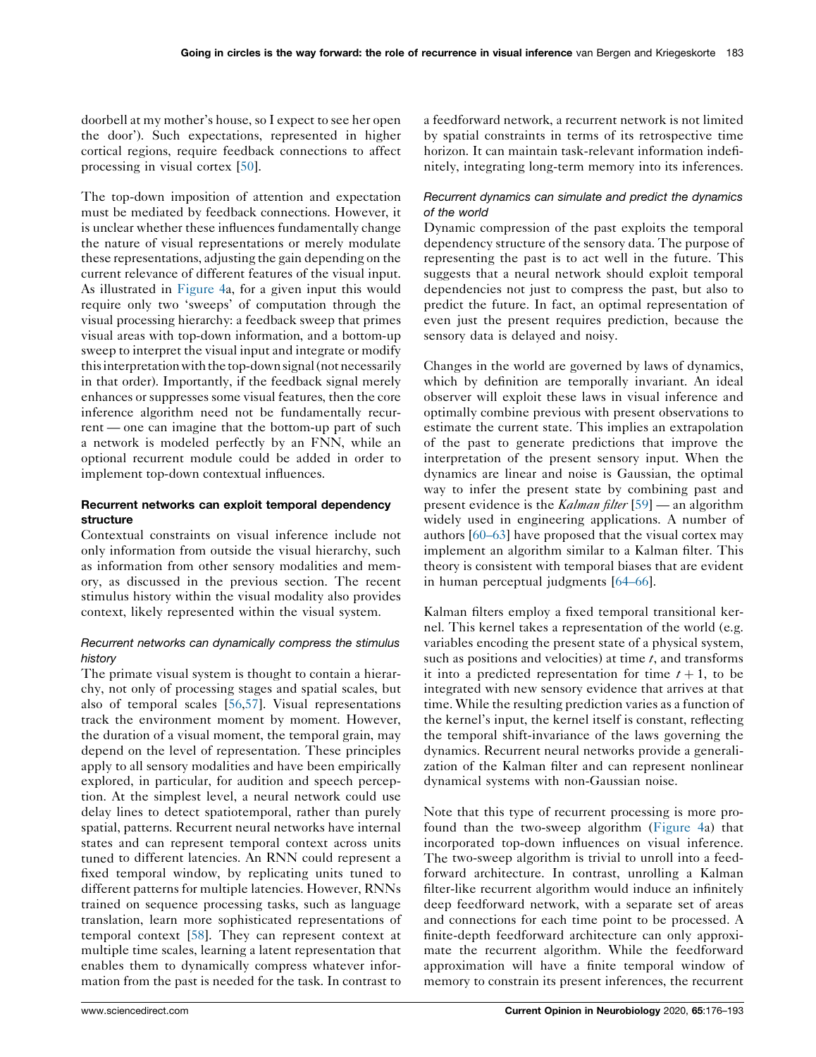doorbell at my mother's house, so I expect to see her open the door'). Such expectations, represented in higher cortical regions, require feedback connections to affect processing in visual cortex [50].

The top-down imposition of attention and expectation must be mediated by feedback connections. However, it is unclear whether these influences fundamentally change the nature of visual representations or merely modulate these representations, adjusting the gain depending on the current relevance of different features of the visual input. As illustrated in Figure 4a, for a given input this would require only two 'sweeps' of computation through the visual processing hierarchy: a feedback sweep that primes visual areas with top-down information, and a bottom-up sweep to interpret the visual input and integrate or modify this interpretation with the top-down signal (not necessarily in that order). Importantly, if the feedback signal merely enhances or suppresses some visual features, then the core inference algorithm need not be fundamentally recurrent — one can imagine that the bottom-up part of such a network is modeled perfectly by an FNN, while an optional recurrent module could be added in order to implement top-down contextual influences.

### Recurrent networks can exploit temporal dependency structure

Contextual constraints on visual inference include not only information from outside the visual hierarchy, such as information from other sensory modalities and memory, as discussed in the previous section. The recent stimulus history within the visual modality also provides context, likely represented within the visual system.

#### *Recurrent networks can dynamically compress the stimulus history*

The primate visual system is thought to contain a hierarchy, not only of processing stages and spatial scales, but also of temporal scales [56,57]. Visual representations track the environment moment by moment. However, the duration of a visual moment, the temporal grain, may depend on the level of representation. These principles apply to all sensory modalities and have been empirically explored, in particular, for audition and speech perception. At the simplest level, a neural network could use delay lines to detect spatiotemporal, rather than purely spatial, patterns. Recurrent neural networks have internal states and can represent temporal context across units tuned to different latencies. An RNN could represent a fixed temporal window, by replicating units tuned to different patterns for multiple latencies. However, RNNs trained on sequence processing tasks, such as language translation, learn more sophisticated representations of temporal context [58]. They can represent context at multiple time scales, learning a latent representation that enables them to dynamically compress whatever information from the past is needed for the task. In contrast to a feedforward network, a recurrent network is not limited by spatial constraints in terms of its retrospective time horizon. It can maintain task-relevant information indefinitely, integrating long-term memory into its inferences.

#### *Recurrent dynamics can simulate and predict the dynamics of the world*

Dynamic compression of the past exploits the temporal dependency structure of the sensory data. The purpose of representing the past is to act well in the future. This suggests that a neural network should exploit temporal dependencies not just to compress the past, but also to predict the future. In fact, an optimal representation of even just the present requires prediction, because the sensory data is delayed and noisy.

Changes in the world are governed by laws of dynamics, which by definition are temporally invariant. An ideal observer will exploit these laws in visual inference and optimally combine previous with present observations to estimate the current state. This implies an extrapolation of the past to generate predictions that improve the interpretation of the present sensory input. When the dynamics are linear and noise is Gaussian, the optimal way to infer the present state by combining past and present evidence is the *Kalman filter* [59] — an algorithm widely used in engineering applications. A number of authors [60–63] have proposed that the visual cortex may implement an algorithm similar to a Kalman filter. This theory is consistent with temporal biases that are evident in human perceptual judgments [64–66].

Kalman filters employ a fixed temporal transitional kernel. This kernel takes a representation of the world (e.g. variables encoding the present state of a physical system, such as positions and velocities) at time $t$, and transforms it into a predicted representation for time $t+1$, to be integrated with new sensory evidence that arrives at that time. While the resulting prediction varies as a function of the kernel's input, the kernel itself is constant, reflecting the temporal shift-invariance of the laws governing the dynamics. Recurrent neural networks provide a generalization of the Kalman filter and can represent nonlinear dynamical systems with non-Gaussian noise.

Note that this type of recurrent processing is more profound than the two-sweep algorithm (Figure 4a) that incorporated top-down influences on visual inference. The two-sweep algorithm is trivial to unroll into a feedforward architecture. In contrast, unrolling a Kalman filter-like recurrent algorithm would induce an infinitely deep feedforward network, with a separate set of areas and connections for each time point to be processed. A finite-depth feedforward architecture can only approximate the recurrent algorithm. While the feedforward approximation will have a finite temporal window of memory to constrain its present inferences, the recurrent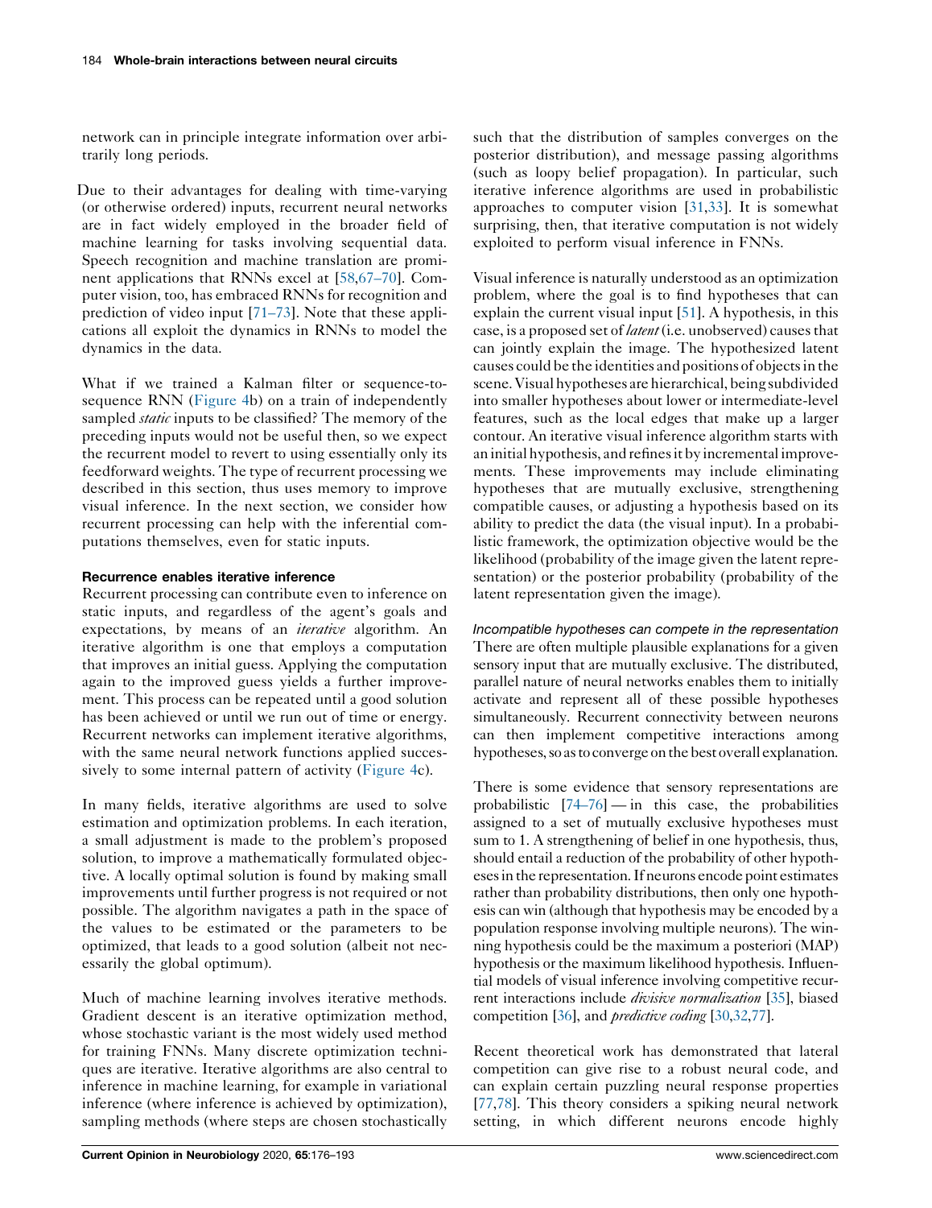network can in principle integrate information over arbitrarily long periods.

Due to their advantages for dealing with time-varying (or otherwise ordered) inputs, recurrent neural networks are in fact widely employed in the broader field of machine learning for tasks involving sequential data. Speech recognition and machine translation are prominent applications that RNNs excel at [58,67–70]. Computer vision, too, has embraced RNNs for recognition and prediction of video input [71–73]. Note that these applications all exploit the dynamics in RNNs to model the dynamics in the data.

What if we trained a Kalman filter or sequence-to-sequence RNN (Figure 4b) on a train of independently sampled *static* inputs to be classified? The memory of the preceding inputs would not be useful then, so we expect the recurrent model to revert to using essentially only its feedforward weights. The type of recurrent processing we described in this section, thus uses memory to improve visual inference. In the next section, we consider how recurrent processing can help with the inferential computations themselves, even for static inputs.

### Recurrence enables iterative inference

Recurrent processing can contribute even to inference on static inputs, and regardless of the agent's goals and expectations, by means of an *iterative* algorithm. An iterative algorithm is one that employs a computation that improves an initial guess. Applying the computation again to the improved guess yields a further improvement. This process can be repeated until a good solution has been achieved or until we run out of time or energy. Recurrent networks can implement iterative algorithms, with the same neural network functions applied successively to some internal pattern of activity (Figure 4c).

In many fields, iterative algorithms are used to solve estimation and optimization problems. In each iteration, a small adjustment is made to the problem's proposed solution, to improve a mathematically formulated objective. A locally optimal solution is found by making small improvements until further progress is not required or not possible. The algorithm navigates a path in the space of the values to be estimated or the parameters to be optimized, that leads to a good solution (albeit not necessarily the global optimum).

Much of machine learning involves iterative methods. Gradient descent is an iterative optimization method, whose stochastic variant is the most widely used method for training FNNs. Many discrete optimization techniques are iterative. Iterative algorithms are also central to inference in machine learning, for example in variational inference (where inference is achieved by optimization), sampling methods (where steps are chosen stochastically such that the distribution of samples converges on the posterior distribution), and message passing algorithms (such as loopy belief propagation). In particular, such iterative inference algorithms are used in probabilistic approaches to computer vision [31,33]. It is somewhat surprising, then, that iterative computation is not widely exploited to perform visual inference in FNNs.

Visual inference is naturally understood as an optimization problem, where the goal is to find hypotheses that can explain the current visual input [51]. A hypothesis, in this case, is a proposed set of *latent* (i.e. unobserved) causes that can jointly explain the image. The hypothesized latent causes could be the identities and positions of objects in the scene. Visual hypotheses are hierarchical, being subdivided into smaller hypotheses about lower or intermediate-level features, such as the local edges that make up a larger contour. An iterative visual inference algorithm starts with an initial hypothesis, and refines it by incremental improvements. These improvements may include eliminating hypotheses that are mutually exclusive, strengthening compatible causes, or adjusting a hypothesis based on its ability to predict the data (the visual input). In a probabilistic framework, the optimization objective would be the likelihood (probability of the image given the latent representation) or the posterior probability (probability of the latent representation given the image).

#### *Incompatible hypotheses can compete in the representation*

There are often multiple plausible explanations for a given sensory input that are mutually exclusive. The distributed, parallel nature of neural networks enables them to initially activate and represent all of these possible hypotheses simultaneously. Recurrent connectivity between neurons can then implement competitive interactions among hypotheses, so as to converge on the best overall explanation.

There is some evidence that sensory representations are probabilistic [74–76] — in this case, the probabilities assigned to a set of mutually exclusive hypotheses must sum to 1. A strengthening of belief in one hypothesis, thus, should entail a reduction of the probability of other hypotheses in the representation. If neurons encode point estimates rather than probability distributions, then only one hypothesis can win (although that hypothesis may be encoded by a population response involving multiple neurons). The winning hypothesis could be the maximum a posteriori (MAP) hypothesis or the maximum likelihood hypothesis. Influential models of visual inference involving competitive recurrent interactions include *divisive normalization* [35], biased competition [36], and *predictive coding* [30,32,77].

Recent theoretical work has demonstrated that lateral competition can give rise to a robust neural code, and can explain certain puzzling neural response properties [77,78]. This theory considers a spiking neural network setting, in which different neurons encode highly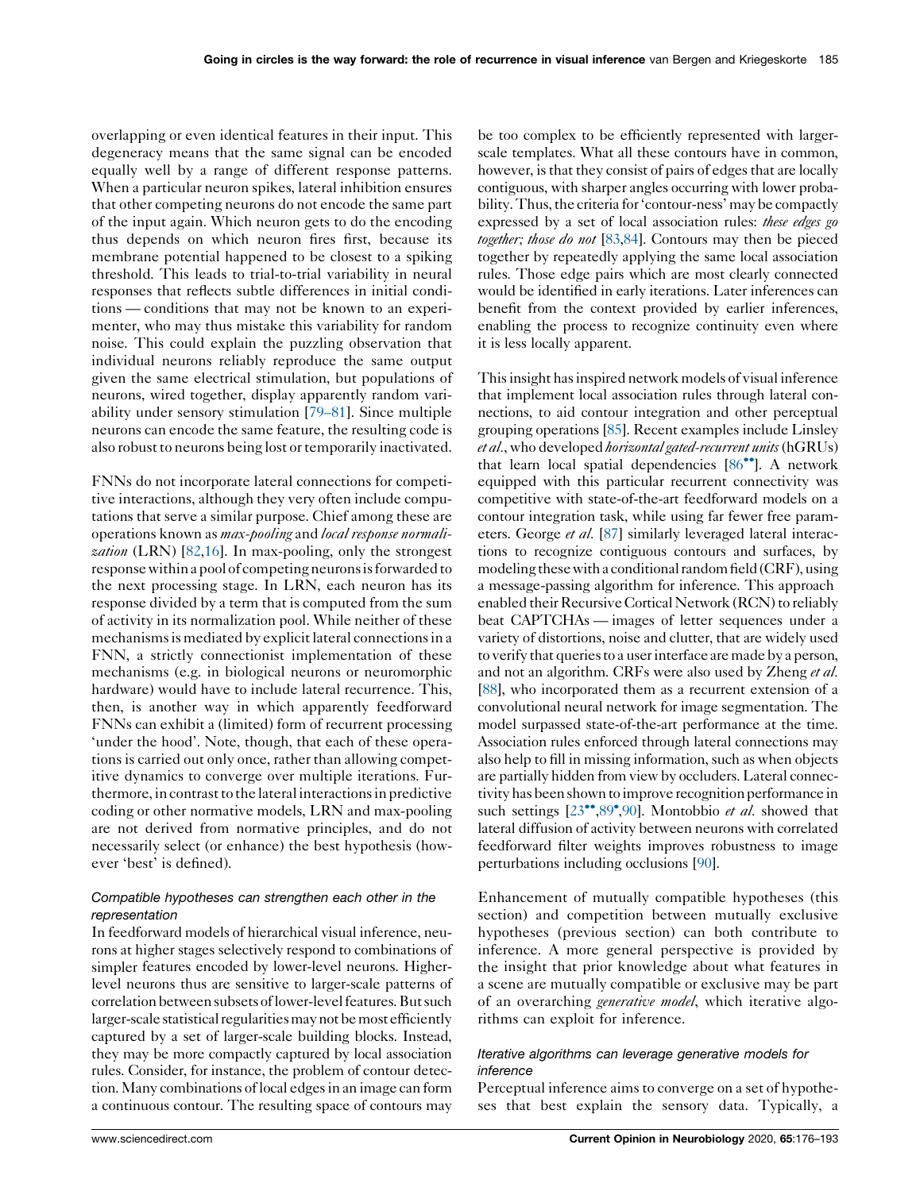overlapping or even identical features in their input. This degeneracy means that the same signal can be encoded equally well by a range of different response patterns. When a particular neuron spikes, lateral inhibition ensures that other competing neurons do not encode the same part of the input again. Which neuron gets to do the encoding thus depends on which neuron fires first, because its membrane potential happened to be closest to a spiking threshold. This leads to trial-to-trial variability in neural responses that reflects subtle differences in initial conditions — conditions that may not be known to an experimenter, who may thus mistake this variability for random noise. This could explain the puzzling observation that individual neurons reliably reproduce the same output given the same electrical stimulation, but populations of neurons, wired together, display apparently random variability under sensory stimulation [79–81]. Since multiple neurons can encode the same feature, the resulting code is also robust to neurons being lost or temporarily inactivated.

FNNs do not incorporate lateral connections for competitive interactions, although they very often include computations that serve a similar purpose. Chief among these are operations known as *max-pooling* and *local response normalization* (LRN) [82,16]. In max-pooling, only the strongest response within a pool of competing neurons is forwarded to the next processing stage. In LRN, each neuron has its response divided by a term that is computed from the sum of activity in its normalization pool. While neither of these mechanisms is mediated by explicit lateral connections in a FNN, a strictly connectionist implementation of these mechanisms (e.g. in biological neurons or neuromorphic hardware) would have to include lateral recurrence. This, then, is another way in which apparently feedforward FNNs can exhibit a (limited) form of recurrent processing 'under the hood'. Note, though, that each of these operations is carried out only once, rather than allowing competitive dynamics to converge over multiple iterations. Furthermore, in contrast to the lateral interactions in predictive coding or other normative models, LRN and max-pooling are not derived from normative principles, and do not necessarily select (or enhance) the best hypothesis (however 'best' is defined).

### Compatible hypotheses can strengthen each other in the representation

In feedforward models of hierarchical visual inference, neurons at higher stages selectively respond to combinations of simpler features encoded by lower-level neurons. Higher-level neurons thus are sensitive to larger-scale patterns of correlation between subsets of lower-level features. But such larger-scale statistical regularities may not be most efficiently captured by a set of larger-scale building blocks. Instead, they may be more compactly captured by local association rules. Consider, for instance, the problem of contour detection. Many combinations of local edges in an image can form a continuous contour. The resulting space of contours may be too complex to be efficiently represented with larger-scale templates. What all these contours have in common, however, is that they consist of pairs of edges that are locally contiguous, with sharper angles occurring with lower probability. Thus, the criteria for 'contour-ness' may be compactly expressed by a set of local association rules: *these edges go together; those do not* [83,84]. Contours may then be pieced together by repeatedly applying the same local association rules. Those edge pairs which are most clearly connected would be identified in early iterations. Later inferences can benefit from the context provided by earlier inferences, enabling the process to recognize continuity even where it is less locally apparent.

This insight has inspired network models of visual inference that implement local association rules through lateral connections, to aid contour integration and other perceptual grouping operations [85]. Recent examples include Linsley *et al.*, who developed *horizontal gated-recurrent units* (hGRUs) that learn local spatial dependencies [86••]. A network equipped with this particular recurrent connectivity was competitive with state-of-the-art feedforward models on a contour integration task, while using far fewer free parameters. George *et al.* [87] similarly leveraged lateral interactions to recognize contiguous contours and surfaces, by modeling these with a conditional random field (CRF), using a message-passing algorithm for inference. This approach enabled their Recursive Cortical Network (RCN) to reliably beat CAPTCHAs — images of letter sequences under a variety of distortions, noise and clutter, that are widely used to verify that queries to a user interface are made by a person, and not an algorithm. CRFs were also used by Zheng *et al.* [88], who incorporated them as a recurrent extension of a convolutional neural network for image segmentation. The model surpassed state-of-the-art performance at the time. Association rules enforced through lateral connections may also help to fill in missing information, such as when objects are partially hidden from view by occluders. Lateral connectivity has been shown to improve recognition performance in such settings [23••,89•,90]. Montobbio *et al.* showed that lateral diffusion of activity between neurons with correlated feedforward filter weights improves robustness to image perturbations including occlusions [90].

Enhancement of mutually compatible hypotheses (this section) and competition between mutually exclusive hypotheses (previous section) can both contribute to inference. A more general perspective is provided by the insight that prior knowledge about what features in a scene are mutually compatible or exclusive may be part of an overarching *generative model*, which iterative algorithms can exploit for inference.

### Iterative algorithms can leverage generative models for inference

Perceptual inference aims to converge on a set of hypotheses that best explain the sensory data. Typically, a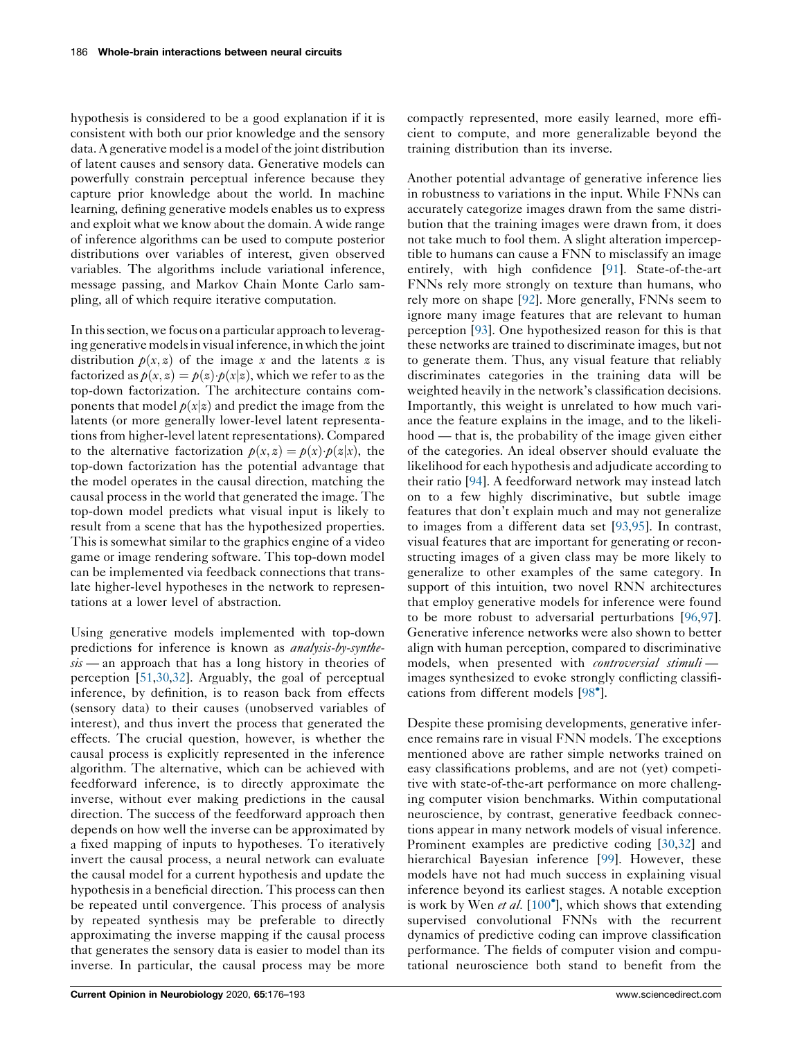hypothesis is considered to be a good explanation if it is consistent with both our prior knowledge and the sensory data. A generative model is a model of the joint distribution of latent causes and sensory data. Generative models can powerfully constrain perceptual inference because they capture prior knowledge about the world. In machine learning, defining generative models enables us to express and exploit what we know about the domain. A wide range of inference algorithms can be used to compute posterior distributions over variables of interest, given observed variables. The algorithms include variational inference, message passing, and Markov Chain Monte Carlo sampling, all of which require iterative computation.

In this section, we focus on a particular approach to leveraging generative models in visual inference, in which the joint distribution $p(x, z)$ of the image $x$ and the latents $z$ is factorized as $p(x, z) = p(z) \cdot p(x|z)$, which we refer to as the top-down factorization. The architecture contains components that model $p(x|z)$ and predict the image from the latents (or more generally lower-level latent representations from higher-level latent representations). Compared to the alternative factorization $p(x, z) = p(x) \cdot p(z|x)$, the top-down factorization has the potential advantage that the model operates in the causal direction, matching the causal process in the world that generated the image. The top-down model predicts what visual input is likely to result from a scene that has the hypothesized properties. This is somewhat similar to the graphics engine of a video game or image rendering software. This top-down model can be implemented via feedback connections that translate higher-level hypotheses in the network to representations at a lower level of abstraction.

Using generative models implemented with top-down predictions for inference is known as *analysis-by-synthesis* — an approach that has a long history in theories of perception [51,30,32]. Arguably, the goal of perceptual inference, by definition, is to reason back from effects (sensory data) to their causes (unobserved variables of interest), and thus invert the process that generated the effects. The crucial question, however, is whether the causal process is explicitly represented in the inference algorithm. The alternative, which can be achieved with feedforward inference, is to directly approximate the inverse, without ever making predictions in the causal direction. The success of the feedforward approach then depends on how well the inverse can be approximated by a fixed mapping of inputs to hypotheses. To iteratively invert the causal process, a neural network can evaluate the causal model for a current hypothesis and update the hypothesis in a beneficial direction. This process can then be repeated until convergence. This process of analysis by repeated synthesis may be preferable to directly approximating the inverse mapping if the causal process that generates the sensory data is easier to model than its inverse. In particular, the causal process may be more compactly represented, more easily learned, more efficient to compute, and more generalizable beyond the training distribution than its inverse.

Another potential advantage of generative inference lies in robustness to variations in the input. While FNNs can accurately categorize images drawn from the same distribution that the training images were drawn from, it does not take much to fool them. A slight alteration imperceptible to humans can cause a FNN to misclassify an image entirely, with high confidence [91]. State-of-the-art FNNs rely more strongly on texture than humans, who rely more on shape [92]. More generally, FNNs seem to ignore many image features that are relevant to human perception [93]. One hypothesized reason for this is that these networks are trained to discriminate images, but not to generate them. Thus, any visual feature that reliably discriminates categories in the training data will be weighted heavily in the network's classification decisions. Importantly, this weight is unrelated to how much variance the feature explains in the image, and to the likelihood — that is, the probability of the image given either of the categories. An ideal observer should evaluate the likelihood for each hypothesis and adjudicate according to their ratio [94]. A feedforward network may instead latch on to a few highly discriminative, but subtle image features that don't explain much and may not generalize to images from a different data set [93,95]. In contrast, visual features that are important for generating or reconstructing images of a given class may be more likely to generalize to other examples of the same category. In support of this intuition, two novel RNN architectures that employ generative models for inference were found to be more robust to adversarial perturbations [96,97]. Generative inference networks were also shown to better align with human perception, compared to discriminative models, when presented with *controversial stimuli* — images synthesized to evoke strongly conflicting classifications from different models [98•].

Despite these promising developments, generative inference remains rare in visual FNN models. The exceptions mentioned above are rather simple networks trained on easy classifications problems, and are not (yet) competitive with state-of-the-art performance on more challenging computer vision benchmarks. Within computational neuroscience, by contrast, generative feedback connections appear in many network models of visual inference. Prominent examples are predictive coding [30,32] and hierarchical Bayesian inference [99]. However, these models have not had much success in explaining visual inference beyond its earliest stages. A notable exception is work by Wen *et al.* [100•], which shows that extending supervised convolutional FNNs with the recurrent dynamics of predictive coding can improve classification performance. The fields of computer vision and computational neuroscience both stand to benefit from the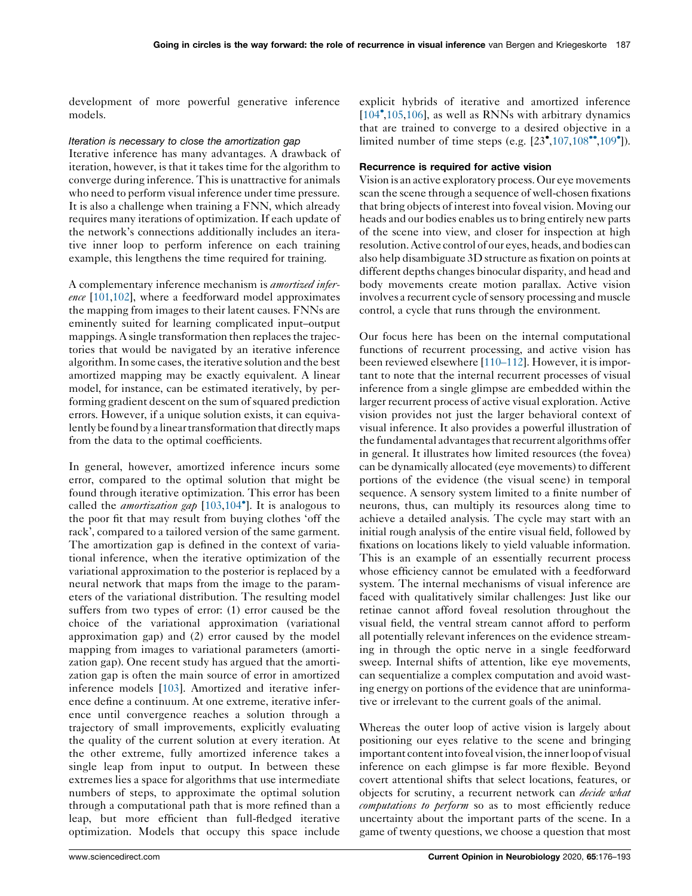development of more powerful generative inference models.

### *Iteration is necessary to close the amortization gap*

Iterative inference has many advantages. A drawback of iteration, however, is that it takes time for the algorithm to converge during inference. This is unattractive for animals who need to perform visual inference under time pressure. It is also a challenge when training a FNN, which already requires many iterations of optimization. If each update of the network's connections additionally includes an iterative inner loop to perform inference on each training example, this lengthens the time required for training.

A complementary inference mechanism is *amortized inference* [101,102], where a feedforward model approximates the mapping from images to their latent causes. FNNs are eminently suited for learning complicated input–output mappings. A single transformation then replaces the trajectories that would be navigated by an iterative inference algorithm. In some cases, the iterative solution and the best amortized mapping may be exactly equivalent. A linear model, for instance, can be estimated iteratively, by performing gradient descent on the sum of squared prediction errors. However, if a unique solution exists, it can equivalently be found by a linear transformation that directly maps from the data to the optimal coefficients.

In general, however, amortized inference incurs some error, compared to the optimal solution that might be found through iterative optimization. This error has been called the *amortization gap* [103,104•]. It is analogous to the poor fit that may result from buying clothes 'off the rack', compared to a tailored version of the same garment. The amortization gap is defined in the context of variational inference, when the iterative optimization of the variational approximation to the posterior is replaced by a neural network that maps from the image to the parameters of the variational distribution. The resulting model suffers from two types of error: (1) error caused be the choice of the variational approximation (variational approximation gap) and (2) error caused by the model mapping from images to variational parameters (amortization gap). One recent study has argued that the amortization gap is often the main source of error in amortized inference models [103]. Amortized and iterative inference define a continuum. At one extreme, iterative inference until convergence reaches a solution through a trajectory of small improvements, explicitly evaluating the quality of the current solution at every iteration. At the other extreme, fully amortized inference takes a single leap from input to output. In between these extremes lies a space for algorithms that use intermediate numbers of steps, to approximate the optimal solution through a computational path that is more refined than a leap, but more efficient than full-fledged iterative optimization. Models that occupy this space include explicit hybrids of iterative and amortized inference [104•,105,106], as well as RNNs with arbitrary dynamics that are trained to converge to a desired objective in a limited number of time steps (e.g. [23•,107,108••,109•]).

### Recurrence is required for active vision

Vision is an active exploratory process. Our eye movements scan the scene through a sequence of well-chosen fixations that bring objects of interest into foveal vision. Moving our heads and our bodies enables us to bring entirely new parts of the scene into view, and closer for inspection at high resolution. Active control of our eyes, heads, and bodies can also help disambiguate 3D structure as fixation on points at different depths changes binocular disparity, and head and body movements create motion parallax. Active vision involves a recurrent cycle of sensory processing and muscle control, a cycle that runs through the environment.

Our focus here has been on the internal computational functions of recurrent processing, and active vision has been reviewed elsewhere [110–112]. However, it is important to note that the internal recurrent processes of visual inference from a single glimpse are embedded within the larger recurrent process of active visual exploration. Active vision provides not just the larger behavioral context of visual inference. It also provides a powerful illustration of the fundamental advantages that recurrent algorithms offer in general. It illustrates how limited resources (the fovea) can be dynamically allocated (eye movements) to different portions of the evidence (the visual scene) in temporal sequence. A sensory system limited to a finite number of neurons, thus, can multiply its resources along time to achieve a detailed analysis. The cycle may start with an initial rough analysis of the entire visual field, followed by fixations on locations likely to yield valuable information. This is an example of an essentially recurrent process whose efficiency cannot be emulated with a feedforward system. The internal mechanisms of visual inference are faced with qualitatively similar challenges: Just like our retinae cannot afford foveal resolution throughout the visual field, the ventral stream cannot afford to perform all potentially relevant inferences on the evidence streaming in through the optic nerve in a single feedforward sweep. Internal shifts of attention, like eye movements, can sequentialize a complex computation and avoid wasting energy on portions of the evidence that are uninformative or irrelevant to the current goals of the animal.

Whereas the outer loop of active vision is largely about positioning our eyes relative to the scene and bringing important content into foveal vision, the inner loop of visual inference on each glimpse is far more flexible. Beyond covert attentional shifts that select locations, features, or objects for scrutiny, a recurrent network can *decide what computations to perform* so as to most efficiently reduce uncertainty about the important parts of the scene. In a game of twenty questions, we choose a question that most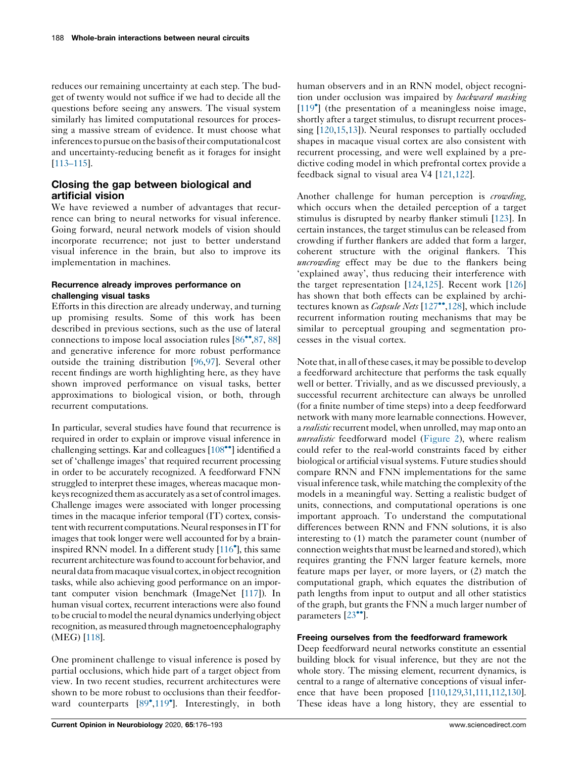reduces our remaining uncertainty at each step. The budget of twenty would not suffice if we had to decide all the questions before seeing any answers. The visual system similarly has limited computational resources for processing a massive stream of evidence. It must choose what inferences to pursue on the basis of their computational cost and uncertainty-reducing benefit as it forages for insight [113–115].

## Closing the gap between biological and artificial vision

We have reviewed a number of advantages that recurrence can bring to neural networks for visual inference. Going forward, neural network models of vision should incorporate recurrence; not just to better understand visual inference in the brain, but also to improve its implementation in machines.

### Recurrence already improves performance on challenging visual tasks

Efforts in this direction are already underway, and turning up promising results. Some of this work has been described in previous sections, such as the use of lateral connections to impose local association rules [86••,87, 88] and generative inference for more robust performance outside the training distribution [96,97]. Several other recent findings are worth highlighting here, as they have shown improved performance on visual tasks, better approximations to biological vision, or both, through recurrent computations.

In particular, several studies have found that recurrence is required in order to explain or improve visual inference in challenging settings. Kar and colleagues [108••] identified a set of 'challenge images' that required recurrent processing in order to be accurately recognized. A feedforward FNN struggled to interpret these images, whereas macaque monkeys recognized them as accurately as a set of control images. Challenge images were associated with longer processing times in the macaque inferior temporal (IT) cortex, consistent with recurrent computations. Neural responses in IT for images that took longer were well accounted for by a brain-inspired RNN model. In a different study [116•], this same recurrent architecture was found to account for behavior, and neural data from macaque visual cortex, in object recognition tasks, while also achieving good performance on an important computer vision benchmark (ImageNet [117]). In human visual cortex, recurrent interactions were also found to be crucial to model the neural dynamics underlying object recognition, as measured through magnetoencephalography (MEG) [118].

One prominent challenge to visual inference is posed by partial occlusions, which hide part of a target object from view. In two recent studies, recurrent architectures were shown to be more robust to occlusions than their feedforward counterparts [89•,119•]. Interestingly, in both human observers and in an RNN model, object recognition under occlusion was impaired by *backward masking* [119•] (the presentation of a meaningless noise image, shortly after a target stimulus, to disrupt recurrent processing [120,15,13]). Neural responses to partially occluded shapes in macaque visual cortex are also consistent with recurrent processing, and were well explained by a predictive coding model in which prefrontal cortex provide a feedback signal to visual area V4 [121,122].

Another challenge for human perception is *crowding*, which occurs when the detailed perception of a target stimulus is disrupted by nearby flanker stimuli [123]. In certain instances, the target stimulus can be released from crowding if further flankers are added that form a larger, coherent structure with the original flankers. This *uncrowding* effect may be due to the flankers being 'explained away', thus reducing their interference with the target representation [124,125]. Recent work [126] has shown that both effects can be explained by architectures known as *Capsule Nets* [127••,128], which include recurrent information routing mechanisms that may be similar to perceptual grouping and segmentation processes in the visual cortex.

Note that, in all of these cases, it may be possible to develop a feedforward architecture that performs the task equally well or better. Trivially, and as we discussed previously, a successful recurrent architecture can always be unrolled (for a finite number of time steps) into a deep feedforward network with many more learnable connections. However, a *realistic* recurrent model, when unrolled, may map onto an *unrealistic* feedforward model (Figure 2), where realism could refer to the real-world constraints faced by either biological or artificial visual systems. Future studies should compare RNN and FNN implementations for the same visual inference task, while matching the complexity of the models in a meaningful way. Setting a realistic budget of units, connections, and computational operations is one important approach. To understand the computational differences between RNN and FNN solutions, it is also interesting to (1) match the parameter count (number of connection weights that must be learned and stored), which requires granting the FNN larger feature kernels, more feature maps per layer, or more layers, or (2) match the computational graph, which equates the distribution of path lengths from input to output and all other statistics of the graph, but grants the FNN a much larger number of parameters [23••].

### Freeing ourselves from the feedforward framework

Deep feedforward neural networks constitute an essential building block for visual inference, but they are not the whole story. The missing element, recurrent dynamics, is central to a range of alternative conceptions of visual inference that have been proposed [110,129,31,111,112,130]. These ideas have a long history, they are essential to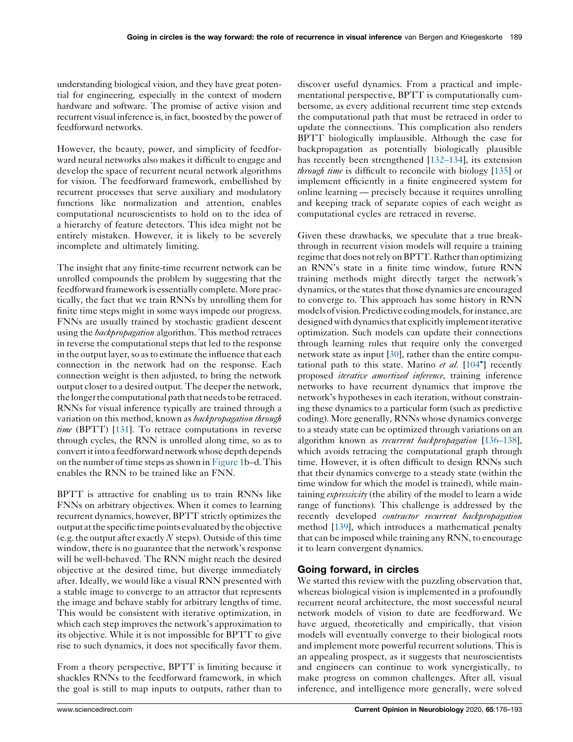understanding biological vision, and they have great potential for engineering, especially in the context of modern hardware and software. The promise of active vision and recurrent visual inference is, in fact, boosted by the power of feedforward networks.

However, the beauty, power, and simplicity of feedforward neural networks also makes it difficult to engage and develop the space of recurrent neural network algorithms for vision. The feedforward framework, embellished by recurrent processes that serve auxiliary and modulatory functions like normalization and attention, enables computational neuroscientists to hold on to the idea of a hierarchy of feature detectors. This idea might not be entirely mistaken. However, it is likely to be severely incomplete and ultimately limiting.

The insight that any finite-time recurrent network can be unrolled compounds the problem by suggesting that the feedforward framework is essentially complete. More practically, the fact that we train RNNs by unrolling them for finite time steps might in some ways impede our progress. FNNs are usually trained by stochastic gradient descent using the *backpropagation* algorithm. This method retraces in reverse the computational steps that led to the response in the output layer, so as to estimate the influence that each connection in the network had on the response. Each connection weight is then adjusted, to bring the network output closer to a desired output. The deeper the network, the longer the computational path that needs to be retraced. RNNs for visual inference typically are trained through a variation on this method, known as *backpropagation through time* (BPTT) [131]. To retrace computations in reverse through cycles, the RNN is unrolled along time, so as to convert it into a feedforward network whose depth depends on the number of time steps as shown in Figure 1b–d. This enables the RNN to be trained like an FNN.

BPTT is attractive for enabling us to train RNNs like FNNs on arbitrary objectives. When it comes to learning recurrent dynamics, however, BPTT strictly optimizes the output at the specific time points evaluated by the objective (e.g. the output after exactly $N$ steps). Outside of this time window, there is no guarantee that the network's response will be well-behaved. The RNN might reach the desired objective at the desired time, but diverge immediately after. Ideally, we would like a visual RNN presented with a stable image to converge to an attractor that represents the image and behave stably for arbitrary lengths of time. This would be consistent with iterative optimization, in which each step improves the network's approximation to its objective. While it is not impossible for BPTT to give rise to such dynamics, it does not specifically favor them.

From a theory perspective, BPTT is limiting because it shackles RNNs to the feedforward framework, in which the goal is still to map inputs to outputs, rather than to discover useful dynamics. From a practical and implementational perspective, BPTT is computationally cumbersome, as every additional recurrent time step extends the computational path that must be retraced in order to update the connections. This complication also renders BPTT biologically implausible. Although the case for backpropagation as potentially biologically plausible has recently been strengthened [132–134], its extension *through time* is difficult to reconcile with biology [135] or implement efficiently in a finite engineered system for online learning — precisely because it requires unrolling and keeping track of separate copies of each weight as computational cycles are retraced in reverse.

Given these drawbacks, we speculate that a true breakthrough in recurrent vision models will require a training regime that does not rely on BPTT. Rather than optimizing an RNN's state in a finite time window, future RNN training methods might directly target the network's dynamics, or the states that those dynamics are encouraged to converge to. This approach has some history in RNN models of vision. Predictive coding models, for instance, are designed with dynamics that explicitly implement iterative optimization. Such models can update their connections through learning rules that require only the converged network state as input [30], rather than the entire computational path to this state. Marino *et al.* [104•] recently proposed *iterative amortized inference*, training inference networks to have recurrent dynamics that improve the network's hypotheses in each iteration, without constraining these dynamics to a particular form (such as predictive coding). More generally, RNNs whose dynamics converge to a steady state can be optimized through variations on an algorithm known as *recurrent backpropagation* [136–138], which avoids retracing the computational graph through time. However, it is often difficult to design RNNs such that their dynamics converge to a steady state (within the time window for which the model is trained), while maintaining *expressivity* (the ability of the model to learn a wide range of functions). This challenge is addressed by the recently developed *contractor recurrent backpropagation* method [139], which introduces a mathematical penalty that can be imposed while training any RNN, to encourage it to learn convergent dynamics.

## Going forward, in circles

We started this review with the puzzling observation that, whereas biological vision is implemented in a profoundly recurrent neural architecture, the most successful neural network models of vision to date are feedforward. We have argued, theoretically and empirically, that vision models will eventually converge to their biological roots and implement more powerful recurrent solutions. This is an appealing prospect, as it suggests that neuroscientists and engineers can continue to work synergistically, to make progress on common challenges. After all, visual inference, and intelligence more generally, were solved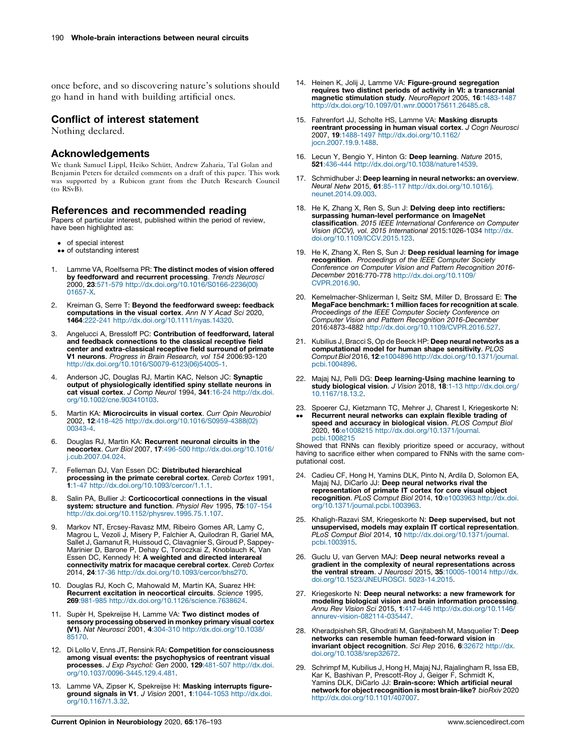once before, and so discovering nature's solutions should go hand in hand with building artificial ones.

## Conflict of interest statement

Nothing declared.

## Acknowledgements

We thank Samuel Lippl, Heiko Schütt, Andrew Zaharia, Tal Golan and Benjamin Peters for detailed comments on a draft of this paper. This work was supported by a Rubicon grant from the Dutch Research Council (to RSvB).

## References and recommended reading

Papers of particular interest, published within the period of review, have been highlighted as:

- of special interest
- •• of outstanding interest

1. Lamme VA, Roelfsema PR: **The distinct modes of vision offered by feedforward and recurrent processing**. *Trends Neurosci* 2000, **23**:571-579 http://dx.doi.org/10.1016/S0166-2236(00)01657-X.

2. Kreiman G, Serre T: **Beyond the feedforward sweep: feedback computations in the visual cortex**. *Ann N Y Acad Sci* 2020, **1464**:222-241 http://dx.doi.org/10.1111/nyas.14320.

3. Angelucci A, Bressloff PC: **Contribution of feedforward, lateral and feedback connections to the classical receptive field center and extra-classical receptive field surround of primate V1 neurons**. *Progress in Brain Research, vol 154* 2006:93-120 http://dx.doi.org/10.1016/S0079-6123(06)54005-1.

4. Anderson JC, Douglas RJ, Martin KAC, Nelson JC: **Synaptic output of physiologically identified spiny stellate neurons in cat visual cortex**. *J Comp Neurol* 1994, **341**:16-24 http://dx.doi.org/10.1002/cne.903410103.

5. Martin KA: **Microcircuits in visual cortex**. *Curr Opin Neurobiol* 2002, **12**:418-425 http://dx.doi.org/10.1016/S0959-4388(02)00343-4.

6. Douglas RJ, Martin KA: **Recurrent neuronal circuits in the neocortex**. *Curr Biol* 2007, **17**:496-500 http://dx.doi.org/10.1016/j.cub.2007.04.024.

7. Felleman DJ, Van Essen DC: **Distributed hierarchical processing in the primate cerebral cortex**. *Cereb Cortex* 1991, **1**:1-47 http://dx.doi.org/10.1093/cercor/1.1.1.

8. Salin PA, Bullier J: **Corticocortical connections in the visual system: structure and function**. *Physiol Rev* 1995, **75**:107-154 http://dx.doi.org/10.1152/physrev.1995.75.1.107.

9. Markov NT, Ercsey-Ravasz MM, Ribeiro Gomes AR, Lamy C, Magrou L, Vezoli J, Misery P, Falchier A, Quilodran R, Gariel MA, Sallet J, Gamanut R, Huissoud C, Clavagnier S, Giroud P, Sappey-Marinier D, Barone P, Dehay C, Toroczkai Z, Knoblauch K, Van Essen DC, Kennedy H: **A weighted and directed interareal connectivity matrix for macaque cerebral cortex**. *Cereb Cortex* 2014, **24**:17-36 http://dx.doi.org/10.1093/cercor/bhs270.

10. Douglas RJ, Koch C, Mahowald M, Martin KA, Suarez HH: **Recurrent excitation in neocortical circuits**. *Science* 1995, **269**:981-985 http://dx.doi.org/10.1126/science.7638624.

11. Supèr H, Spekreijse H, Lamme VA: **Two distinct modes of sensory processing observed in monkey primary visual cortex (V1)**. *Nat Neurosci* 2001, **4**:304-310 http://dx.doi.org/10.1038/85170.

12. Di Lollo V, Enns JT, Rensink RA: **Competition for consciousness among visual events: the psychophysics of reentrant visual processes**. *J Exp Psychol: Gen* 2000, **129**:481-507 http://dx.doi.org/10.1037/0096-3445.129.4.481.

13. Lamme VA, Zipser K, Spekreijse H: **Masking interrupts figure-ground signals in V1**. *J Vision* 2001, **1**:1044-1053 http://dx.doi.org/10.1167/1.3.32.

14. Heinen K, Jolij J, Lamme VA: **Figure-ground segregation requires two distinct periods of activity in VI: a transcranial magnetic stimulation study**. *NeuroReport* 2005, **16**:1483-1487 http://dx.doi.org/10.1097/01.wnr.0000175611.26485.c8.

15. Fahrenfort JJ, Scholte HS, Lamme VA: **Masking disrupts reentrant processing in human visual cortex**. *J Cogn Neurosci* 2007, **19**:1488-1497 http://dx.doi.org/10.1162/jocn.2007.19.9.1488.

16. Lecun Y, Bengio Y, Hinton G: **Deep learning**. *Nature* 2015, **521**:436-444 http://dx.doi.org/10.1038/nature14539.

17. Schmidhuber J: **Deep learning in neural networks: an overview**. *Neural Netw* 2015, **61**:85-117 http://dx.doi.org/10.1016/j.neunet.2014.09.003.

18. He K, Zhang X, Ren S, Sun J: **Delving deep into rectifiers: surpassing human-level performance on ImageNet classification**. *2015 IEEE International Conference on Computer Vision (ICCV), vol. 2015 International* 2015:1026-1034 http://dx.doi.org/10.1109/ICCV.2015.123.

19. He K, Zhang X, Ren S, Sun J: **Deep residual learning for image recognition**. *Proceedings of the IEEE Computer Society Conference on Computer Vision and Pattern Recognition 2016-December* 2016:770-778 http://dx.doi.org/10.1109/CVPR.2016.90.

20. Kemelmacher-Shlizerman I, Seitz SM, Miller D, Brossard E: **The MegaFace benchmark: 1 million faces for recognition at scale**. *Proceedings of the IEEE Computer Society Conference on Computer Vision and Pattern Recognition 2016-December* 2016:4873-4882 http://dx.doi.org/10.1109/CVPR.2016.527.

21. Kubilius J, Bracci S, Op de Beeck HP: **Deep neural networks as a computational model for human shape sensitivity**. *PLOS Comput Biol* 2016, **12**:e1004896 http://dx.doi.org/10.1371/journal.pcbi.1004896.

22. Majaj NJ, Pelli DG: **Deep learning-Using machine learning to study biological vision**. *J Vision* 2018, **18**:1-13 http://dx.doi.org/10.1167/18.13.2.

23. •• Spoerer CJ, Kietzmann TC, Mehrer J, Charest I, Kriegeskorte N: **Recurrent neural networks can explain flexible trading of speed and accuracy in biological vision**. *PLOS Comput Biol* 2020, **16**:e1008215 http://dx.doi.org/10.1371/journal.pcbi.1008215

    Showed that RNNs can flexibly prioritize speed or accuracy, without having to sacrifice either when compared to FNNs with the same computational cost.

24. Cadieu CF, Hong H, Yamins DLK, Pinto N, Ardila D, Solomon EA, Majaj NJ, DiCarlo JJ: **Deep neural networks rival the representation of primate IT cortex for core visual object recognition**. *PLoS Comput Biol* 2014, **10**:e1003963 http://dx.doi.org/10.1371/journal.pcbi.1003963.

25. Khaligh-Razavi SM, Kriegeskorte N: **Deep supervised, but not unsupervised, models may explain IT cortical representation**. *PLoS Comput Biol* 2014, **10** http://dx.doi.org/10.1371/journal.pcbi.1003915.

26. Guclu U, van Gerven MAJ: **Deep neural networks reveal a gradient in the complexity of neural representations across the ventral stream**. *J Neurosci* 2015, **35**:10005-10014 http://dx.doi.org/10.1523/JNEUROSCI. 5023-14.2015.

27. Kriegeskorte N: **Deep neural networks: a new framework for modeling biological vision and brain information processing**. *Annu Rev Vision Sci* 2015, **1**:417-446 http://dx.doi.org/10.1146/annurev-vision-082114-035447.

28. Kheradpisheh SR, Ghodrati M, Ganjtabesh M, Masquelier T: **Deep networks can resemble human feed-forward vision in invariant object recognition**. *Sci Rep* 2016, **6**:32672 http://dx.doi.org/10.1038/srep32672.

29. Schrimpf M, Kubilius J, Hong H, Majaj NJ, Rajalingham R, Issa EB, Kar K, Bashivan P, Prescott-Roy J, Geiger F, Schmidt K, Yamins DLK, DiCarlo JJ: **Brain-score: Which artificial neural network for object recognition is most brain-like?** *bioRxiv* 2020 http://dx.doi.org/10.1101/407007.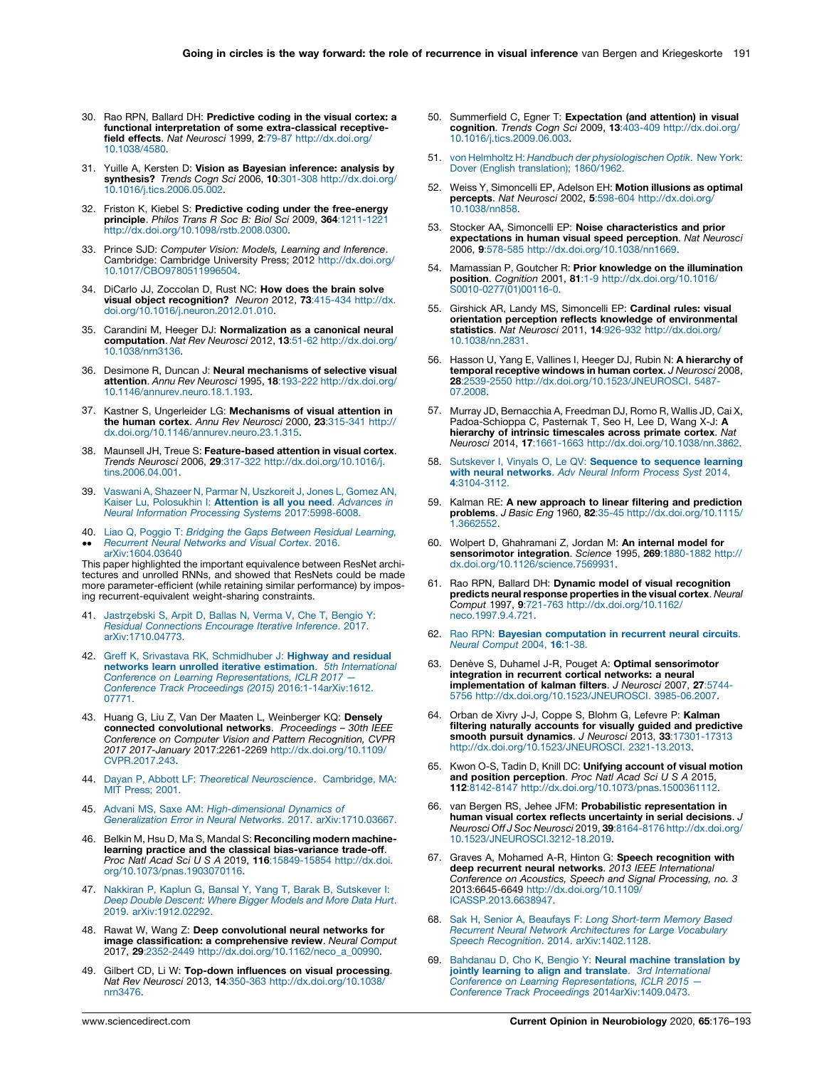30. Rao RPN, Ballard DH: **Predictive coding in the visual cortex: a functional interpretation of some extra-classical receptive-field effects**. *Nat Neurosci* 1999, **2**:79-87 http://dx.doi.org/10.1038/4580.

31. Yuille A, Kersten D: **Vision as Bayesian inference: analysis by synthesis?** *Trends Cogn Sci* 2006, **10**:301-308 http://dx.doi.org/10.1016/j.tics.2006.05.002.

32. Friston K, Kiebel S: **Predictive coding under the free-energy principle**. *Philos Trans R Soc B: Biol Sci* 2009, **364**:1211-1221 http://dx.doi.org/10.1098/rstb.2008.0300.

33. Prince SJD: *Computer Vision: Models, Learning and Inference*. Cambridge: Cambridge University Press; 2012 http://dx.doi.org/10.1017/CBO9780511996504.

34. DiCarlo JJ, Zoccolan D, Rust NC: **How does the brain solve visual object recognition?** *Neuron* 2012, **73**:415-434 http://dx.doi.org/10.1016/j.neuron.2012.01.010.

35. Carandini M, Heeger DJ: **Normalization as a canonical neural computation**. *Nat Rev Neurosci* 2012, **13**:51-62 http://dx.doi.org/10.1038/nrn3136.

36. Desimone R, Duncan J: **Neural mechanisms of selective visual attention**. *Annu Rev Neurosci* 1995, **18**:193-222 http://dx.doi.org/10.1146/annurev.neuro.18.1.193.

37. Kastner S, Ungerleider LG: **Mechanisms of visual attention in the human cortex**. *Annu Rev Neurosci* 2000, **23**:315-341 http://dx.doi.org/10.1146/annurev.neuro.23.1.315.

38. Maunsell JH, Treue S: **Feature-based attention in visual cortex**. *Trends Neurosci* 2006, **29**:317-322 http://dx.doi.org/10.1016/j.tins.2006.04.001.

39. Vaswani A, Shazeer N, Parmar N, Uszkoreit J, Jones L, Gomez AN, Kaiser Lu, Polosukhin I: **Attention is all you need**. *Advances in Neural Information Processing Systems* 2017:5998-6008.

40. Liao Q, Poggio T: *Bridging the Gaps Between Residual Learning, Recurrent Neural Networks and Visual Cortex*. 2016. arXiv:1604.03640
•• This paper highlighted the important equivalence between ResNet architectures and unrolled RNNs, and showed that ResNets could be made more parameter-efficient (while retaining similar performance) by imposing recurrent-equivalent weight-sharing constraints.

41. Jastrzębski S, Arpit D, Ballas N, Verma V, Che T, Bengio Y: *Residual Connections Encourage Iterative Inference*. 2017. arXiv:1710.04773.

42. Greff K, Srivastava RK, Schmidhuber J: **Highway and residual networks learn unrolled iterative estimation**. *5th International Conference on Learning Representations, ICLR 2017 — Conference Track Proceedings (2015)* 2016:1-14arXiv:1612.07771.

43. Huang G, Liu Z, Van Der Maaten L, Weinberger KQ: **Densely connected convolutional networks**. *Proceedings – 30th IEEE Conference on Computer Vision and Pattern Recognition, CVPR 2017 2017-January* 2017:2261-2269 http://dx.doi.org/10.1109/CVPR.2017.243.

44. Dayan P, Abbott LF: *Theoretical Neuroscience*. Cambridge, MA: MIT Press; 2001.

45. Advani MS, Saxe AM: *High-dimensional Dynamics of Generalization Error in Neural Networks*. 2017. arXiv:1710.03667.

46. Belkin M, Hsu D, Ma S, Mandal S: **Reconciling modern machine-learning practice and the classical bias-variance trade-off**. *Proc Natl Acad Sci U S A* 2019, **116**:15849-15854 http://dx.doi.org/10.1073/pnas.1903070116.

47. Nakkiran P, Kaplun G, Bansal Y, Yang T, Barak B, Sutskever I: *Deep Double Descent: Where Bigger Models and More Data Hurt*. 2019. arXiv:1912.02292.

48. Rawat W, Wang Z: **Deep convolutional neural networks for image classification: a comprehensive review**. *Neural Comput* 2017, **29**:2352-2449 http://dx.doi.org/10.1162/neco_a_00990.

49. Gilbert CD, Li W: **Top-down influences on visual processing**. *Nat Rev Neurosci* 2013, **14**:350-363 http://dx.doi.org/10.1038/nrn3476.

50. Summerfield C, Egner T: **Expectation (and attention) in visual cognition**. *Trends Cogn Sci* 2009, **13**:403-409 http://dx.doi.org/10.1016/j.tics.2009.06.003.

51. von Helmholtz H: *Handbuch der physiologischen Optik*. New York: Dover (English translation); 1860/1962.

52. Weiss Y, Simoncelli EP, Adelson EH: **Motion illusions as optimal percepts**. *Nat Neurosci* 2002, **5**:598-604 http://dx.doi.org/10.1038/nn858.

53. Stocker AA, Simoncelli EP: **Noise characteristics and prior expectations in human visual speed perception**. *Nat Neurosci* 2006, **9**:578-585 http://dx.doi.org/10.1038/nn1669.

54. Mamassian P, Goutcher R: **Prior knowledge on the illumination position**. *Cognition* 2001, **81**:1-9 http://dx.doi.org/10.1016/S0010-0277(01)00116-0.

55. Girshick AR, Landy MS, Simoncelli EP: **Cardinal rules: visual orientation perception reflects knowledge of environmental statistics**. *Nat Neurosci* 2011, **14**:926-932 http://dx.doi.org/10.1038/nn.2831.

56. Hasson U, Yang E, Vallines I, Heeger DJ, Rubin N: **A hierarchy of temporal receptive windows in human cortex**. *J Neurosci* 2008, **28**:2539-2550 http://dx.doi.org/10.1523/JNEUROSCI. 5487-07.2008.

57. Murray JD, Bernacchia A, Freedman DJ, Romo R, Wallis JD, Cai X, Padoa-Schioppa C, Pasternak T, Seo H, Lee D, Wang X-J: **A hierarchy of intrinsic timescales across primate cortex**. *Nat Neurosci* 2014, **17**:1661-1663 http://dx.doi.org/10.1038/nn.3862.

58. Sutskever I, Vinyals O, Le QV: **Sequence to sequence learning with neural networks**. *Adv Neural Inform Process Syst* 2014, **4**:3104-3112.

59. Kalman RE: **A new approach to linear filtering and prediction problems**. *J Basic Eng* 1960, **82**:35-45 http://dx.doi.org/10.1115/1.3662552.

60. Wolpert D, Ghahramani Z, Jordan M: **An internal model for sensorimotor integration**. *Science* 1995, **269**:1880-1882 http://dx.doi.org/10.1126/science.7569931.

61. Rao RPN, Ballard DH: **Dynamic model of visual recognition predicts neural response properties in the visual cortex**. *Neural Comput* 1997, **9**:721-763 http://dx.doi.org/10.1162/neco.1997.9.4.721.

62. Rao RPN: **Bayesian computation in recurrent neural circuits**. *Neural Comput* 2004, **16**:1-38.

63. Denève S, Duhamel J-R, Pouget A: **Optimal sensorimotor integration in recurrent cortical networks: a neural implementation of kalman filters**. *J Neurosci* 2007, **27**:5744-5756 http://dx.doi.org/10.1523/JNEUROSCI. 3985-06.2007.

64. Orban de Xivry J-J, Coppe S, Blohm G, Lefevre P: **Kalman filtering naturally accounts for visually guided and predictive smooth pursuit dynamics**. *J Neurosci* 2013, **33**:17301-17313 http://dx.doi.org/10.1523/JNEUROSCI. 2321-13.2013.

65. Kwon O-S, Tadin D, Knill DC: **Unifying account of visual motion and position perception**. *Proc Natl Acad Sci U S A* 2015, **112**:8142-8147 http://dx.doi.org/10.1073/pnas.1500361112.

66. van Bergen RS, Jehee JFM: **Probabilistic representation in human visual cortex reflects uncertainty in serial decisions**. *J Neurosci Off J Soc Neurosci* 2019, **39**:8164-8176 http://dx.doi.org/10.1523/JNEUROSCI.3212-18.2019.

67. Graves A, Mohamed A-R, Hinton G: **Speech recognition with deep recurrent neural networks**. *2013 IEEE International Conference on Acoustics, Speech and Signal Processing, no. 3* 2013:6645-6649 http://dx.doi.org/10.1109/ICASSP.2013.6638947.

68. Sak H, Senior A, Beaufays F: *Long Short-term Memory Based Recurrent Neural Network Architectures for Large Vocabulary Speech Recognition*. 2014. arXiv:1402.1128.

69. Bahdanau D, Cho K, Bengio Y: **Neural machine translation by jointly learning to align and translate**. *3rd International Conference on Learning Representations, ICLR 2015 — Conference Track Proceedings* 2014arXiv:1409.0473.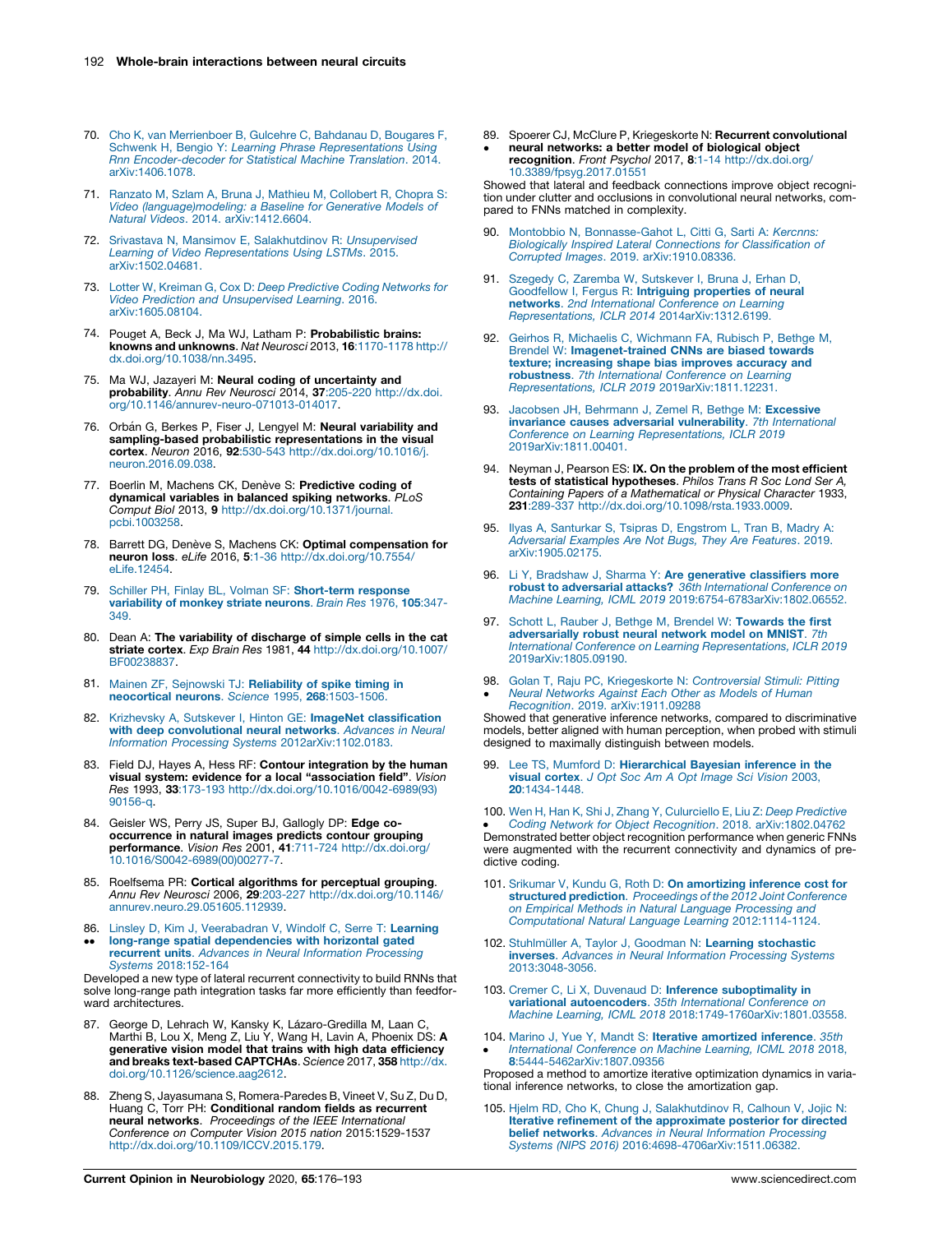70. Cho K, van Merrienboer B, Gulcehre C, Bahdanau D, Bougares F, Schwenk H, Bengio Y: *Learning Phrase Representations Using Rnn Encoder-decoder for Statistical Machine Translation*. 2014. arXiv:1406.1078.

71. Ranzato M, Szlam A, Bruna J, Mathieu M, Collobert R, Chopra S: *Video (language)modeling: a Baseline for Generative Models of Natural Videos*. 2014. arXiv:1412.6604.

72. Srivastava N, Mansimov E, Salakhutdinov R: *Unsupervised Learning of Video Representations Using LSTMs*. 2015. arXiv:1502.04681.

73. Lotter W, Kreiman G, Cox D: *Deep Predictive Coding Networks for Video Prediction and Unsupervised Learning*. 2016. arXiv:1605.08104.

74. Pouget A, Beck J, Ma WJ, Latham P: **Probabilistic brains: knowns and unknowns**. *Nat Neurosci* 2013, **16**:1170-1178 http://dx.doi.org/10.1038/nn.3495.

75. Ma WJ, Jazayeri M: **Neural coding of uncertainty and probability**. *Annu Rev Neurosci* 2014, **37**:205-220 http://dx.doi.org/10.1146/annurev-neuro-071013-014017.

76. Orbán G, Berkes P, Fiser J, Lengyel M: **Neural variability and sampling-based probabilistic representations in the visual cortex**. *Neuron* 2016, **92**:530-543 http://dx.doi.org/10.1016/j.neuron.2016.09.038.

77. Boerlin M, Machens CK, Denève S: **Predictive coding of dynamical variables in balanced spiking networks**. *PLoS Comput Biol* 2013, **9** http://dx.doi.org/10.1371/journal.pcbi.1003258.

78. Barrett DG, Denève S, Machens CK: **Optimal compensation for neuron loss**. *eLife* 2016, **5**:1-36 http://dx.doi.org/10.7554/eLife.12454.

79. Schiller PH, Finlay BL, Volman SF: **Short-term response variability of monkey striate neurons**. *Brain Res* 1976, **105**:347-349.

80. Dean A: **The variability of discharge of simple cells in the cat striate cortex**. *Exp Brain Res* 1981, **44** http://dx.doi.org/10.1007/BF00238837.

81. Mainen ZF, Sejnowski TJ: **Reliability of spike timing in neocortical neurons**. *Science* 1995, **268**:1503-1506.

82. Krizhevsky A, Sutskever I, Hinton GE: **ImageNet classification with deep convolutional neural networks**. *Advances in Neural Information Processing Systems* 2012arXiv:1102.0183.

83. Field DJ, Hayes A, Hess RF: **Contour integration by the human visual system: evidence for a local "association field"**. *Vision Res* 1993, **33**:173-193 http://dx.doi.org/10.1016/0042-6989(93)90156-q.

84. Geisler WS, Perry JS, Super BJ, Gallogly DP: **Edge co-occurrence in natural images predicts contour grouping performance**. *Vision Res* 2001, **41**:711-724 http://dx.doi.org/10.1016/S0042-6989(00)00277-7.

85. Roelfsema PR: **Cortical algorithms for perceptual grouping**. *Annu Rev Neurosci* 2006, **29**:203-227 http://dx.doi.org/10.1146/annurev.neuro.29.051605.112939.

86. •• Linsley D, Kim J, Veerabadran V, Windolf C, Serre T: **Learning long-range spatial dependencies with horizontal gated recurrent units**. *Advances in Neural Information Processing Systems* 2018:152-164
Developed a new type of lateral recurrent connectivity to build RNNs that solve long-range path integration tasks far more efficiently than feedforward architectures.

87. George D, Lehrach W, Kansky K, Lázaro-Gredilla M, Laan C, Marthi B, Lou X, Meng Z, Liu Y, Wang H, Lavin A, Phoenix DS: **A generative vision model that trains with high data efficiency and breaks text-based CAPTCHAs**. *Science* 2017, **358** http://dx.doi.org/10.1126/science.aag2612.

88. Zheng S, Jayasumana S, Romera-Paredes B, Vineet V, Su Z, Du D, Huang C, Torr PH: **Conditional random fields as recurrent neural networks**. *Proceedings of the IEEE International Conference on Computer Vision 2015 nation* 2015:1529-1537 http://dx.doi.org/10.1109/ICCV.2015.179.

89. • Spoerer CJ, McClure P, Kriegeskorte N: **Recurrent convolutional neural networks: a better model of biological object recognition**. *Front Psychol* 2017, **8**:1-14 http://dx.doi.org/10.3389/fpsyg.2017.01551
Showed that lateral and feedback connections improve object recognition under clutter and occlusions in convolutional neural networks, compared to FNNs matched in complexity.

90. Montobbio N, Bonnasse-Gahot L, Citti G, Sarti A: *Kercnns: Biologically Inspired Lateral Connections for Classification of Corrupted Images*. 2019. arXiv:1910.08336.

91. Szegedy C, Zaremba W, Sutskever I, Bruna J, Erhan D, Goodfellow I, Fergus R: **Intriguing properties of neural networks**. *2nd International Conference on Learning Representations, ICLR 2014* 2014arXiv:1312.6199.

92. Geirhos R, Michaelis C, Wichmann FA, Rubisch P, Bethge M, Brendel W: **Imagenet-trained CNNs are biased towards texture; increasing shape bias improves accuracy and robustness**. *7th International Conference on Learning Representations, ICLR 2019* 2019arXiv:1811.12231.

93. Jacobsen JH, Behrmann J, Zemel R, Bethge M: **Excessive invariance causes adversarial vulnerability**. *7th International Conference on Learning Representations, ICLR 2019* 2019arXiv:1811.00401.

94. Neyman J, Pearson ES: **IX. On the problem of the most efficient tests of statistical hypotheses**. *Philos Trans R Soc Lond Ser A, Containing Papers of a Mathematical or Physical Character* 1933, **231**:289-337 http://dx.doi.org/10.1098/rsta.1933.0009.

95. Ilyas A, Santurkar S, Tsipras D, Engstrom L, Tran B, Madry A: *Adversarial Examples Are Not Bugs, They Are Features*. 2019. arXiv:1905.02175.

96. Li Y, Bradshaw J, Sharma Y: **Are generative classifiers more robust to adversarial attacks?** *36th International Conference on Machine Learning, ICML 2019* 2019:6754-6783arXiv:1802.06552.

97. Schott L, Rauber J, Bethge M, Brendel W: **Towards the first adversarially robust neural network model on MNIST**. *7th International Conference on Learning Representations, ICLR 2019* 2019arXiv:1805.09190.

98. • Golan T, Raju PC, Kriegeskorte N: *Controversial Stimuli: Pitting Neural Networks Against Each Other as Models of Human Recognition*. 2019. arXiv:1911.09288
Showed that generative inference networks, compared to discriminative models, better aligned with human perception, when probed with stimuli designed to maximally distinguish between models.

99. Lee TS, Mumford D: **Hierarchical Bayesian inference in the visual cortex**. *J Opt Soc Am A Opt Image Sci Vision* 2003, **20**:1434-1448.

100. • Wen H, Han K, Shi J, Zhang Y, Culurciello E, Liu Z: *Deep Predictive Coding Network for Object Recognition*. 2018. arXiv:1802.04762
Demonstrated better object recognition performance when generic FNNs were augmented with the recurrent connectivity and dynamics of predictive coding.

101. Srikumar V, Kundu G, Roth D: **On amortizing inference cost for structured prediction**. *Proceedings of the 2012 Joint Conference on Empirical Methods in Natural Language Processing and Computational Natural Language Learning* 2012:1114-1124.

102. Stuhlmüller A, Taylor J, Goodman N: **Learning stochastic inverses**. *Advances in Neural Information Processing Systems* 2013:3048-3056.

103. Cremer C, Li X, Duvenaud D: **Inference suboptimality in variational autoencoders**. *35th International Conference on Machine Learning, ICML 2018* 2018:1749-1760arXiv:1801.03558.

104. • Marino J, Yue Y, Mandt S: **Iterative amortized inference**. *35th International Conference on Machine Learning, ICML 2018* 2018, **8**:5444-5462arXiv:1807.09356
Proposed a method to amortize iterative optimization dynamics in variational inference networks, to close the amortization gap.

105. Hjelm RD, Cho K, Chung J, Salakhutdinov R, Calhoun V, Jojic N: **Iterative refinement of the approximate posterior for directed belief networks**. *Advances in Neural Information Processing Systems (NIPS 2016)* 2016:4698-4706arXiv:1511.06382.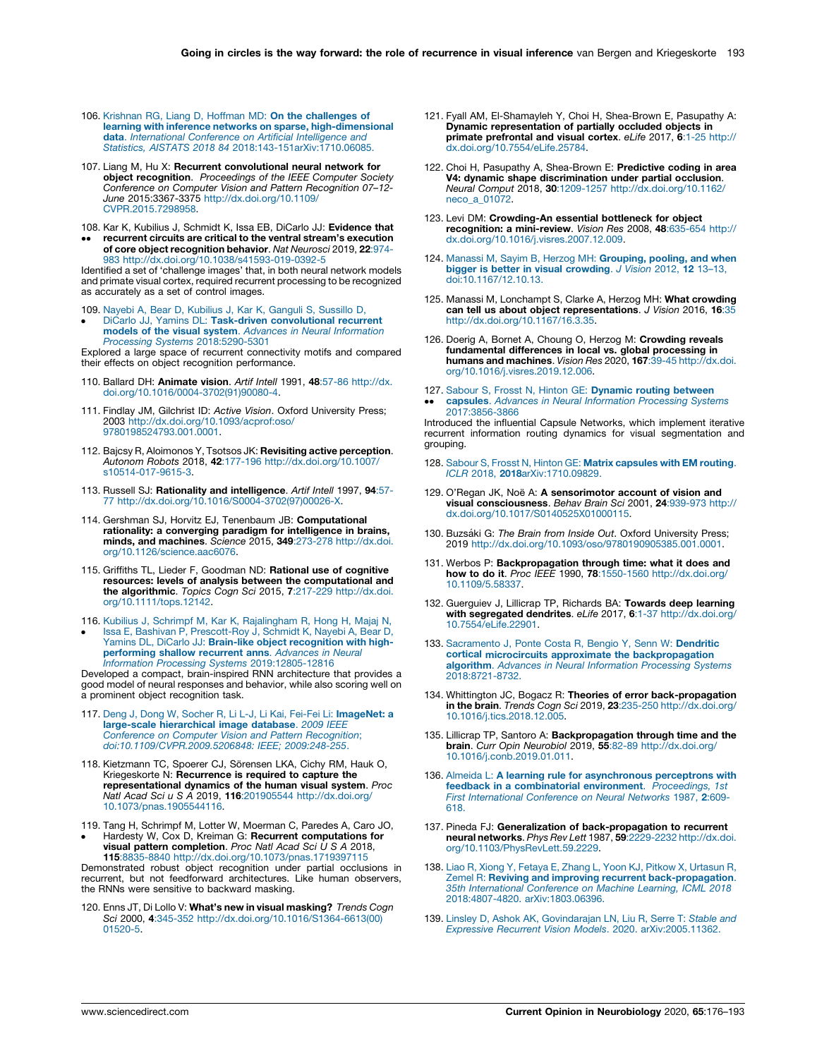106. Krishnan RG, Liang D, Hoffman MD: **On the challenges of learning with inference networks on sparse, high-dimensional data**. *International Conference on Artificial Intelligence and Statistics, AISTATS 2018 84* 2018:143-151arXiv:1710.06085.

107. Liang M, Hu X: **Recurrent convolutional neural network for object recognition**. *Proceedings of the IEEE Computer Society Conference on Computer Vision and Pattern Recognition 07–12-June* 2015:3367-3375 http://dx.doi.org/10.1109/CVPR.2015.7298958.

108. •• Kar K, Kubilius J, Schmidt K, Issa EB, DiCarlo JJ: **Evidence that recurrent circuits are critical to the ventral stream's execution of core object recognition behavior**. *Nat Neurosci* 2019, **22**:974-983 http://dx.doi.org/10.1038/s41593-019-0392-5
Identified a set of 'challenge images' that, in both neural network models and primate visual cortex, required recurrent processing to be recognized as accurately as a set of control images.

109. • Nayebi A, Bear D, Kubilius J, Kar K, Ganguli S, Sussillo D, DiCarlo JJ, Yamins DL: **Task-driven convolutional recurrent models of the visual system**. *Advances in Neural Information Processing Systems* 2018:5290-5301
Explored a large space of recurrent connectivity motifs and compared their effects on object recognition performance.

110. Ballard DH: **Animate vision**. *Artif Intell* 1991, **48**:57-86 http://dx.doi.org/10.1016/0004-3702(91)90080-4.

111. Findlay JM, Gilchrist ID: *Active Vision*. Oxford University Press; 2003 http://dx.doi.org/10.1093/acprof:oso/9780198524793.001.0001.

112. Bajcsy R, Aloimonos Y, Tsotsos JK: **Revisiting active perception**. *Autonom Robots* 2018, **42**:177-196 http://dx.doi.org/10.1007/s10514-017-9615-3.

113. Russell SJ: **Rationality and intelligence**. *Artif Intell* 1997, **94**:57-77 http://dx.doi.org/10.1016/S0004-3702(97)00026-X.

114. Gershman SJ, Horvitz EJ, Tenenbaum JB: **Computational rationality: a converging paradigm for intelligence in brains, minds, and machines**. *Science* 2015, **349**:273-278 http://dx.doi.org/10.1126/science.aac6076.

115. Griffiths TL, Lieder F, Goodman ND: **Rational use of cognitive resources: levels of analysis between the computational and the algorithmic**. *Topics Cogn Sci* 2015, **7**:217-229 http://dx.doi.org/10.1111/tops.12142.

116. • Kubilius J, Schrimpf M, Kar K, Rajalingham R, Hong H, Majaj N, Issa E, Bashivan P, Prescott-Roy J, Schmidt K, Nayebi A, Bear D, Yamins DL, DiCarlo JJ: **Brain-like object recognition with high-performing shallow recurrent anns**. *Advances in Neural Information Processing Systems* 2019:12805-12816
Developed a compact, brain-inspired RNN architecture that provides a good model of neural responses and behavior, while also scoring well on a prominent object recognition task.

117. Deng J, Dong W, Socher R, Li L-J, Li Kai, Fei-Fei Li: **ImageNet: a large-scale hierarchical image database**. *2009 IEEE Conference on Computer Vision and Pattern Recognition; doi:10.1109/CVPR.2009.5206848: IEEE; 2009:248-255*.

118. Kietzmann TC, Spoerer CJ, Sörensen LKA, Cichy RM, Hauk O, Kriegeskorte N: **Recurrence is required to capture the representational dynamics of the human visual system**. *Proc Natl Acad Sci u S A* 2019, **116**:201905544 http://dx.doi.org/10.1073/pnas.1905544116.

119. • Tang H, Schrimpf M, Lotter W, Moerman C, Paredes A, Caro JO, Hardesty W, Cox D, Kreiman G: **Recurrent computations for visual pattern completion**. *Proc Natl Acad Sci U S A* 2018, **115**:8835-8840 http://dx.doi.org/10.1073/pnas.1719397115
Demonstrated robust object recognition under partial occlusions in recurrent, but not feedforward architectures. Like human observers, the RNNs were sensitive to backward masking.

120. Enns JT, Di Lollo V: **What's new in visual masking?** *Trends Cogn Sci* 2000, **4**:345-352 http://dx.doi.org/10.1016/S1364-6613(00)01520-5.

121. Fyall AM, El-Shamayleh Y, Choi H, Shea-Brown E, Pasupathy A: **Dynamic representation of partially occluded objects in primate prefrontal and visual cortex**. *eLife* 2017, **6**:1-25 http://dx.doi.org/10.7554/eLife.25784.

122. Choi H, Pasupathy A, Shea-Brown E: **Predictive coding in area V4: dynamic shape discrimination under partial occlusion**. *Neural Comput* 2018, **30**:1209-1257 http://dx.doi.org/10.1162/neco_a_01072.

123. Levi DM: **Crowding-An essential bottleneck for object recognition: a mini-review**. *Vision Res* 2008, **48**:635-654 http://dx.doi.org/10.1016/j.visres.2007.12.009.

124. Manassi M, Sayim B, Herzog MH: **Grouping, pooling, and when bigger is better in visual crowding**. *J Vision* 2012, **12** 13–13, doi:10.1167/12.10.13.

125. Manassi M, Lonchampt S, Clarke A, Herzog MH: **What crowding can tell us about object representations**. *J Vision* 2016, **16**:35 http://dx.doi.org/10.1167/16.3.35.

126. Doerig A, Bornet A, Choung O, Herzog M: **Crowding reveals fundamental differences in local vs. global processing in humans and machines**. *Vision Res* 2020, **167**:39-45 http://dx.doi.org/10.1016/j.visres.2019.12.006.

127. •• Sabour S, Frosst N, Hinton GE: **Dynamic routing between capsules**. *Advances in Neural Information Processing Systems* 2017:3856-3866
Introduced the influential Capsule Networks, which implement iterative recurrent information routing dynamics for visual segmentation and grouping.

128. Sabour S, Frosst N, Hinton GE: **Matrix capsules with EM routing**. *ICLR* 2018, **2018**arXiv:1710.09829.

129. O'Regan JK, Noë A: **A sensorimotor account of vision and visual consciousness**. *Behav Brain Sci* 2001, **24**:939-973 http://dx.doi.org/10.1017/S0140525X01000115.

130. Buzsáki G: *The Brain from Inside Out*. Oxford University Press; 2019 http://dx.doi.org/10.1093/oso/9780190905385.001.0001.

131. Werbos P: **Backpropagation through time: what it does and how to do it**. *Proc IEEE* 1990, **78**:1550-1560 http://dx.doi.org/10.1109/5.58337.

132. Guerguiev J, Lillicrap TP, Richards BA: **Towards deep learning with segregated dendrites**. *eLife* 2017, **6**:1-37 http://dx.doi.org/10.7554/eLife.22901.

133. Sacramento J, Ponte Costa R, Bengio Y, Senn W: **Dendritic cortical microcircuits approximate the backpropagation algorithm**. *Advances in Neural Information Processing Systems* 2018:8721-8732.

134. Whittington JC, Bogacz R: **Theories of error back-propagation in the brain**. *Trends Cogn Sci* 2019, **23**:235-250 http://dx.doi.org/10.1016/j.tics.2018.12.005.

135. Lillicrap TP, Santoro A: **Backpropagation through time and the brain**. *Curr Opin Neurobiol* 2019, **55**:82-89 http://dx.doi.org/10.1016/j.conb.2019.01.011.

136. Almeida L: **A learning rule for asynchronous perceptrons with feedback in a combinatorial environment**. *Proceedings, 1st First International Conference on Neural Networks* 1987, **2**:609-618.

137. Pineda FJ: **Generalization of back-propagation to recurrent neural networks**. *Phys Rev Lett* 1987, **59**:2229-2232 http://dx.doi.org/10.1103/PhysRevLett.59.2229.

138. Liao R, Xiong Y, Fetaya E, Zhang L, Yoon KJ, Pitkow X, Urtasun R, Zemel R: **Reviving and improving recurrent back-propagation**. *35th International Conference on Machine Learning, ICML 2018* 2018:4807-4820. arXiv:1803.06396.

139. Linsley D, Ashok AK, Govindarajan LN, Liu R, Serre T: *Stable and Expressive Recurrent Vision Models*. 2020. arXiv:2005.11362.